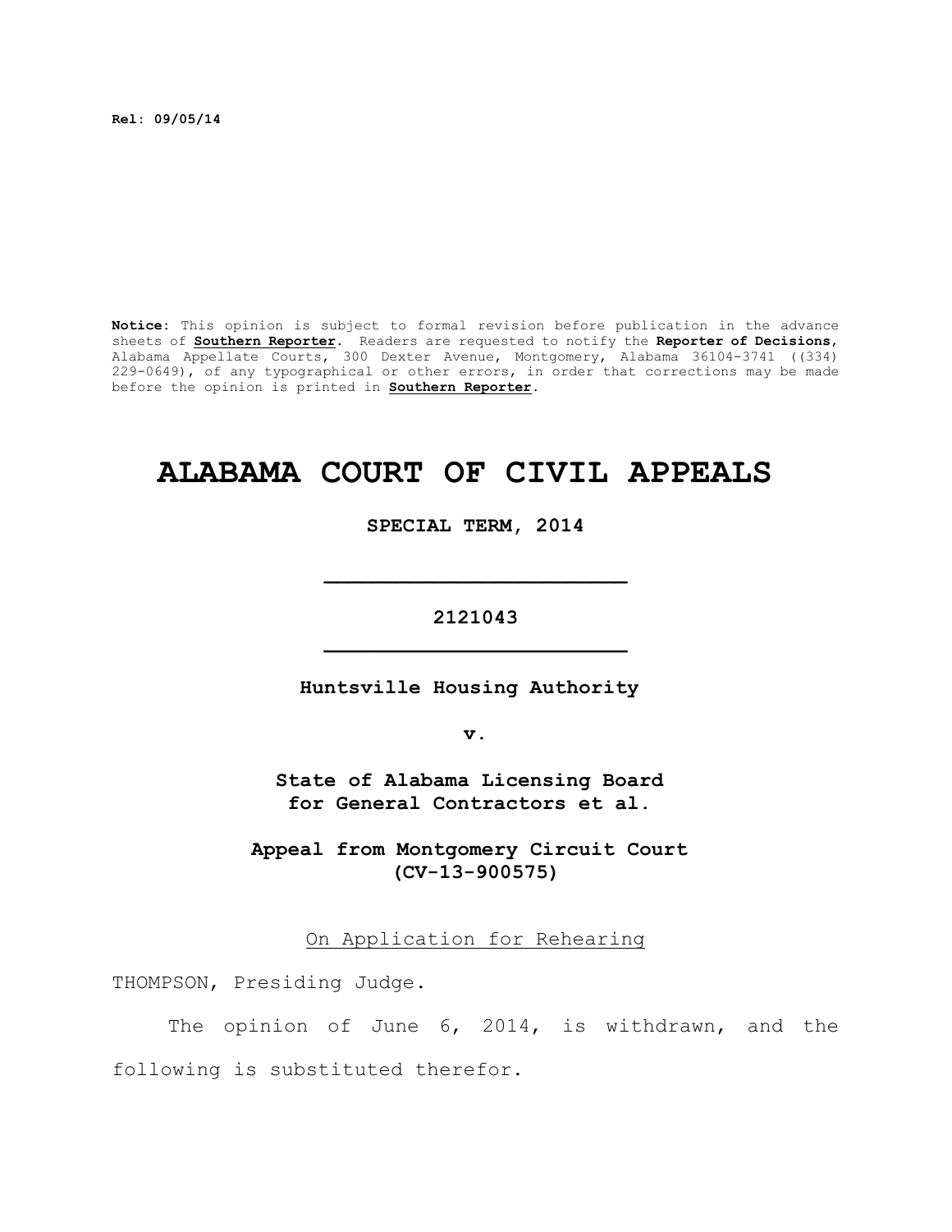**Rel: 09/05/14**

**Notice:** This opinion is subject to formal revision before publication in the advance sheets of **Southern Reporter**. Readers are requested to notify the **Reporter of Decisions**, Alabama Appellate Courts, 300 Dexter Avenue, Montgomery, Alabama 36104-3741 ((334) 229-0649), of any typographical or other errors, in order that corrections may be made before the opinion is printed in **Southern Reporter**.

# ALABAMA COURT OF CIVIL APPEALS

**SPECIAL TERM, 2014**

---

**2121043**

---

**Huntsville Housing Authority**

**v.**

**State of Alabama Licensing Board for General Contractors et al.**

**Appeal from Montgomery Circuit Court (CV-13-900575)**

On Application for Rehearing

THOMPSON, Presiding Judge.

The opinion of June 6, 2014, is withdrawn, and the following is substituted therefor.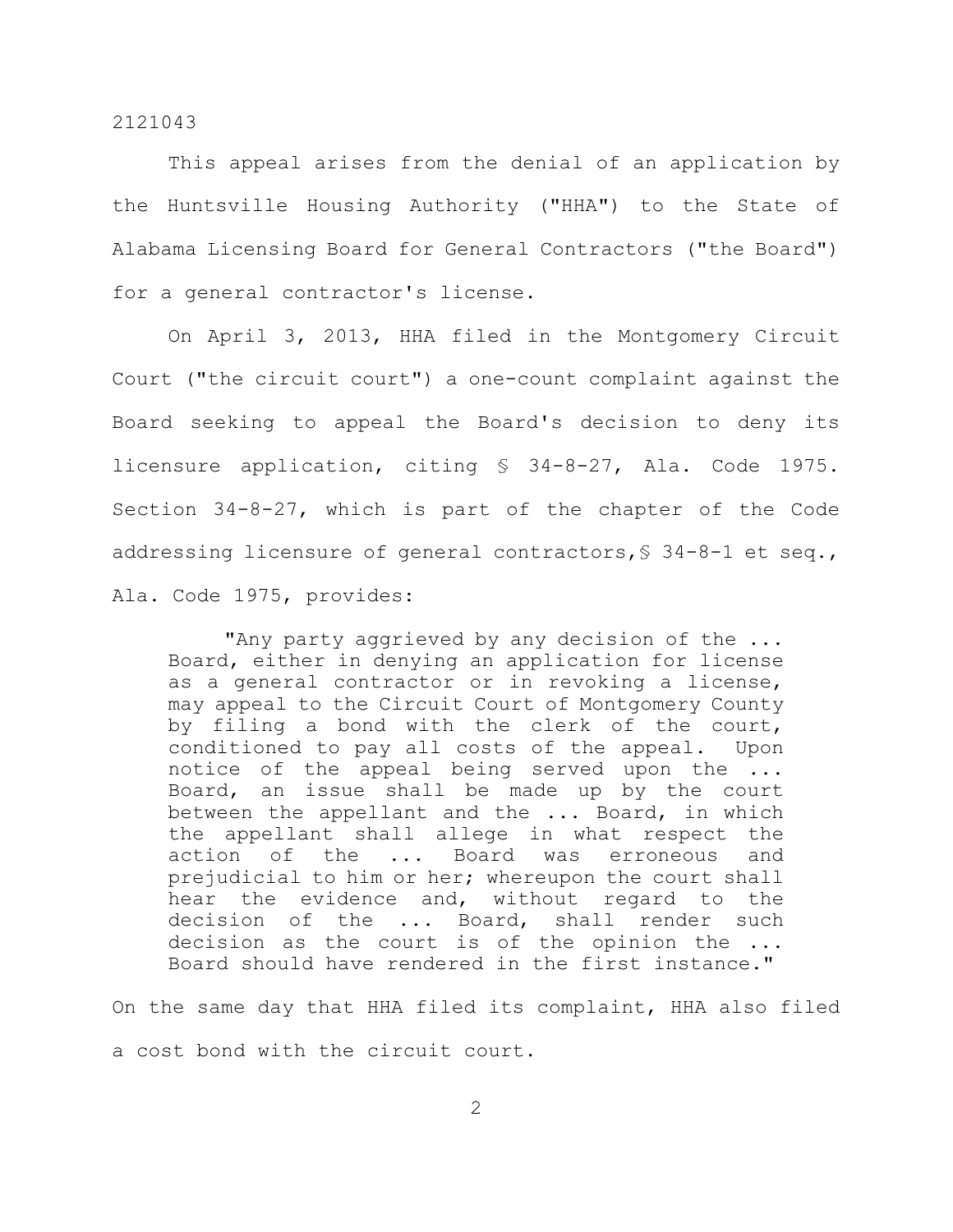This appeal arises from the denial of an application by the Huntsville Housing Authority ("HHA") to the State of Alabama Licensing Board for General Contractors ("the Board") for a general contractor's license.

On April 3, 2013, HHA filed in the Montgomery Circuit Court ("the circuit court") a one-count complaint against the Board seeking to appeal the Board's decision to deny its licensure application, citing § 34-8-27, Ala. Code 1975. Section 34-8-27, which is part of the chapter of the Code addressing licensure of general contractors, § 34-8-1 et seq., Ala. Code 1975, provides:

> "Any party aggrieved by any decision of the ... Board, either in denying an application for license as a general contractor or in revoking a license, may appeal to the Circuit Court of Montgomery County by filing a bond with the clerk of the court, conditioned to pay all costs of the appeal. Upon notice of the appeal being served upon the ... Board, an issue shall be made up by the court between the appellant and the ... Board, in which the appellant shall allege in what respect the action of the ... Board was erroneous and prejudicial to him or her; whereupon the court shall hear the evidence and, without regard to the decision of the ... Board, shall render such decision as the court is of the opinion the ... Board should have rendered in the first instance."

On the same day that HHA filed its complaint, HHA also filed a cost bond with the circuit court.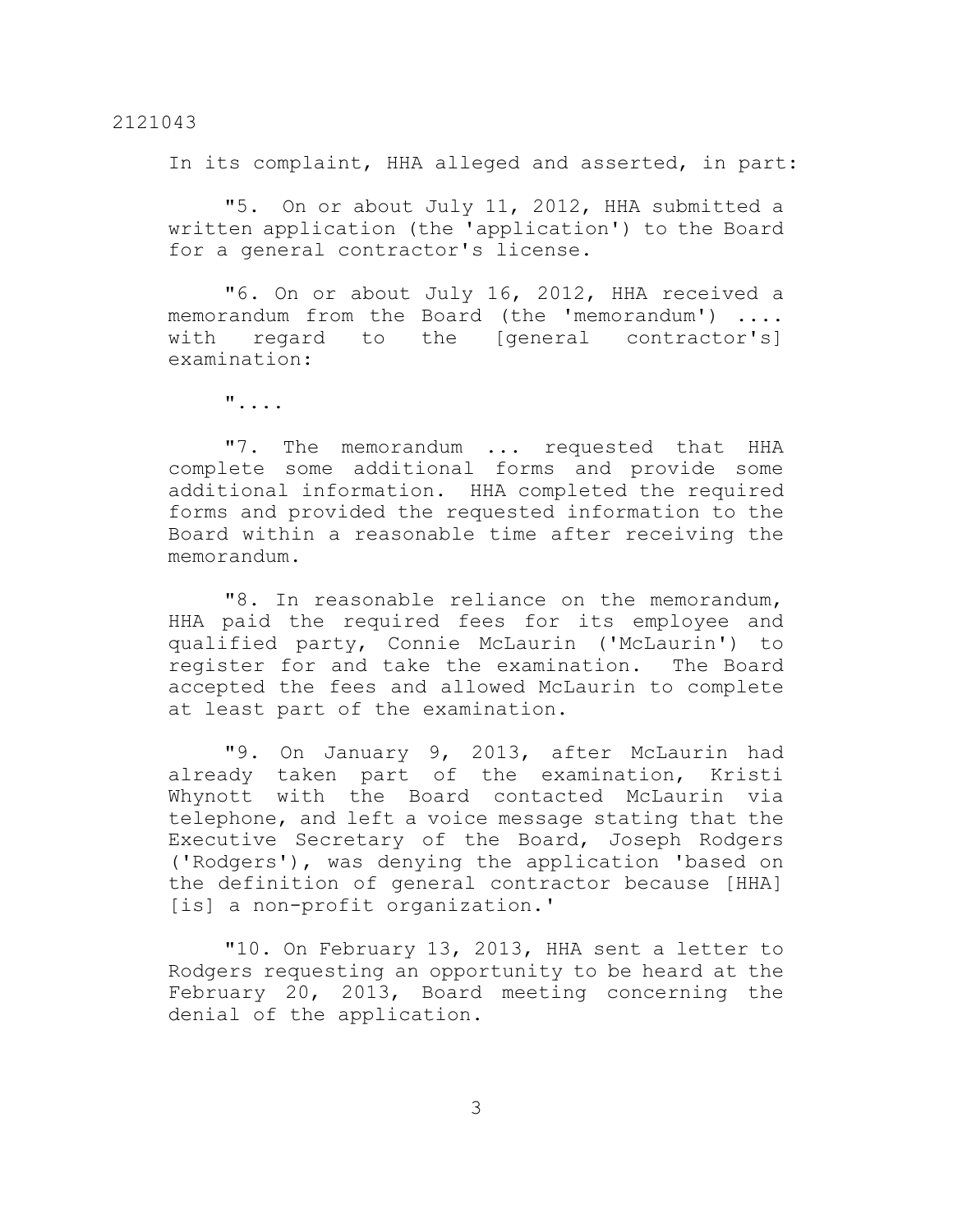In its complaint, HHA alleged and asserted, in part:

> "5. On or about July 11, 2012, HHA submitted a written application (the 'application') to the Board for a general contractor's license.
>
> "6. On or about July 16, 2012, HHA received a memorandum from the Board (the 'memorandum') .... with regard to the [general contractor's] examination:
>
> "....
>
> "7. The memorandum ... requested that HHA complete some additional forms and provide some additional information. HHA completed the required forms and provided the requested information to the Board within a reasonable time after receiving the memorandum.
>
> "8. In reasonable reliance on the memorandum, HHA paid the required fees for its employee and qualified party, Connie McLaurin ('McLaurin') to register for and take the examination. The Board accepted the fees and allowed McLaurin to complete at least part of the examination.
>
> "9. On January 9, 2013, after McLaurin had already taken part of the examination, Kristi Whynott with the Board contacted McLaurin via telephone, and left a voice message stating that the Executive Secretary of the Board, Joseph Rodgers ('Rodgers'), was denying the application 'based on the definition of general contractor because [HHA] [is] a non-profit organization.'
>
> "10. On February 13, 2013, HHA sent a letter to Rodgers requesting an opportunity to be heard at the February 20, 2013, Board meeting concerning the denial of the application.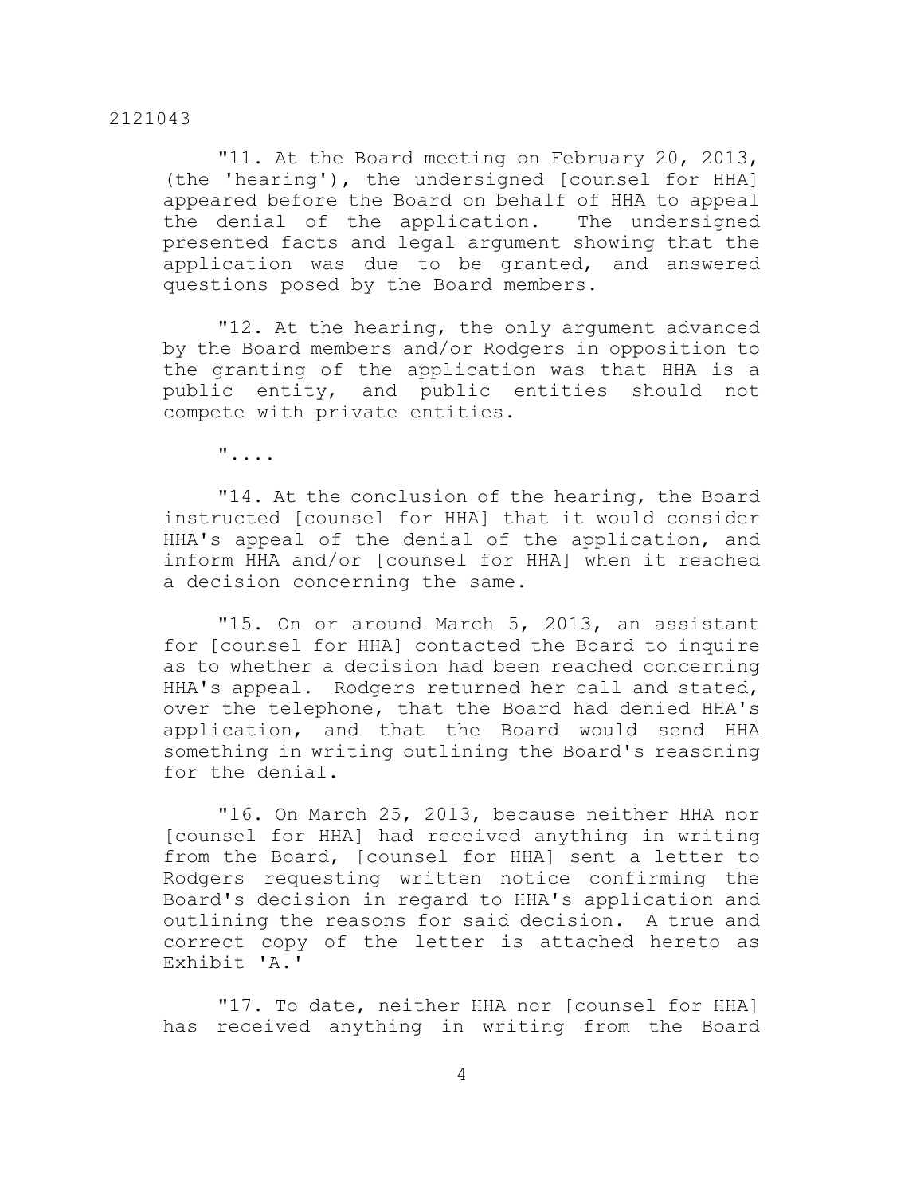"11. At the Board meeting on February 20, 2013, (the 'hearing'), the undersigned [counsel for HHA] appeared before the Board on behalf of HHA to appeal the denial of the application. The undersigned presented facts and legal argument showing that the application was due to be granted, and answered questions posed by the Board members.

"12. At the hearing, the only argument advanced by the Board members and/or Rodgers in opposition to the granting of the application was that HHA is a public entity, and public entities should not compete with private entities.

"....

"14. At the conclusion of the hearing, the Board instructed [counsel for HHA] that it would consider HHA's appeal of the denial of the application, and inform HHA and/or [counsel for HHA] when it reached a decision concerning the same.

"15. On or around March 5, 2013, an assistant for [counsel for HHA] contacted the Board to inquire as to whether a decision had been reached concerning HHA's appeal. Rodgers returned her call and stated, over the telephone, that the Board had denied HHA's application, and that the Board would send HHA something in writing outlining the Board's reasoning for the denial.

"16. On March 25, 2013, because neither HHA nor [counsel for HHA] had received anything in writing from the Board, [counsel for HHA] sent a letter to Rodgers requesting written notice confirming the Board's decision in regard to HHA's application and outlining the reasons for said decision. A true and correct copy of the letter is attached hereto as Exhibit 'A.'

"17. To date, neither HHA nor [counsel for HHA] has received anything in writing from the Board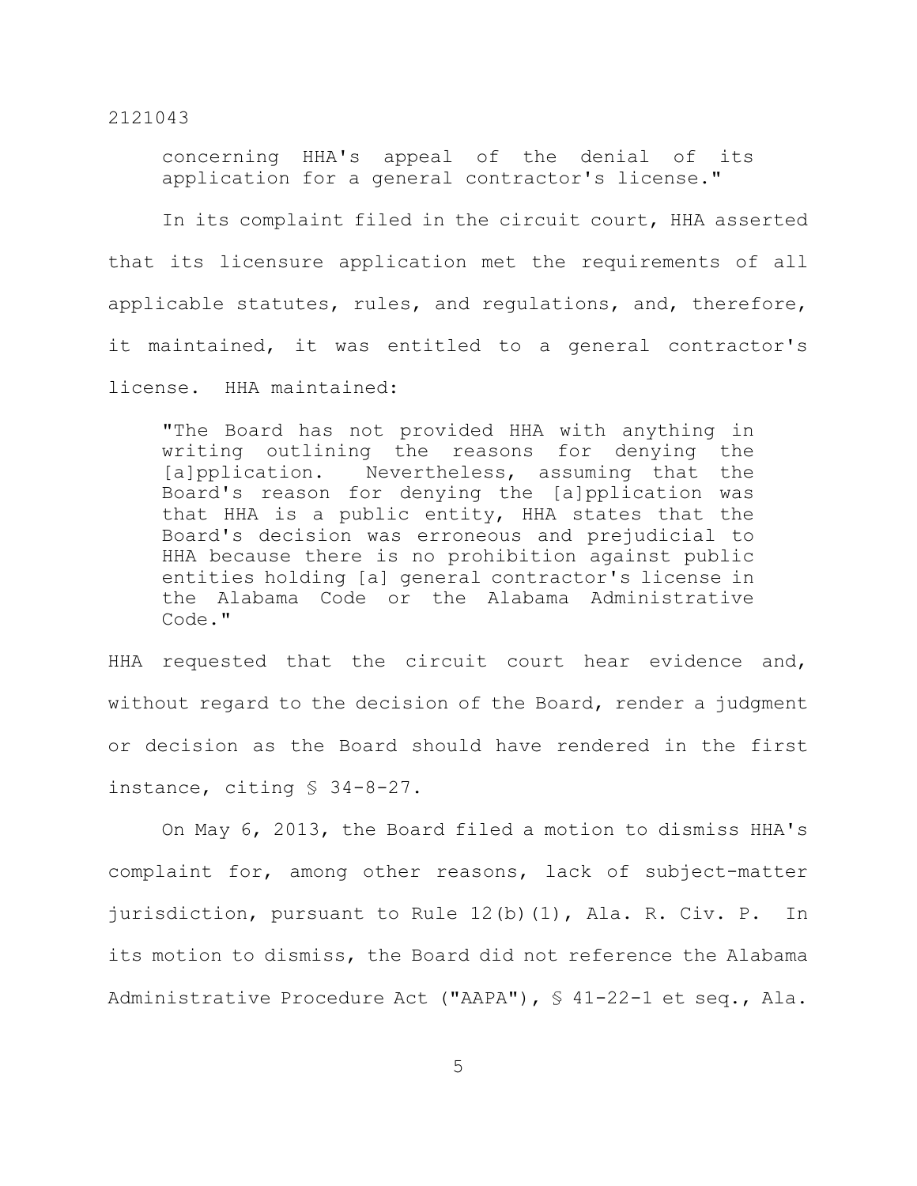concerning HHA's appeal of the denial of its application for a general contractor's license."

In its complaint filed in the circuit court, HHA asserted that its licensure application met the requirements of all applicable statutes, rules, and regulations, and, therefore, it maintained, it was entitled to a general contractor's license. HHA maintained:

> "The Board has not provided HHA with anything in writing outlining the reasons for denying the [a]pplication. Nevertheless, assuming that the Board's reason for denying the [a]pplication was that HHA is a public entity, HHA states that the Board's decision was erroneous and prejudicial to HHA because there is no prohibition against public entities holding [a] general contractor's license in the Alabama Code or the Alabama Administrative Code."

HHA requested that the circuit court hear evidence and, without regard to the decision of the Board, render a judgment or decision as the Board should have rendered in the first instance, citing § 34-8-27.

On May 6, 2013, the Board filed a motion to dismiss HHA's complaint for, among other reasons, lack of subject-matter jurisdiction, pursuant to Rule 12(b)(1), Ala. R. Civ. P. In its motion to dismiss, the Board did not reference the Alabama Administrative Procedure Act ("AAPA"), § 41-22-1 et seq., Ala.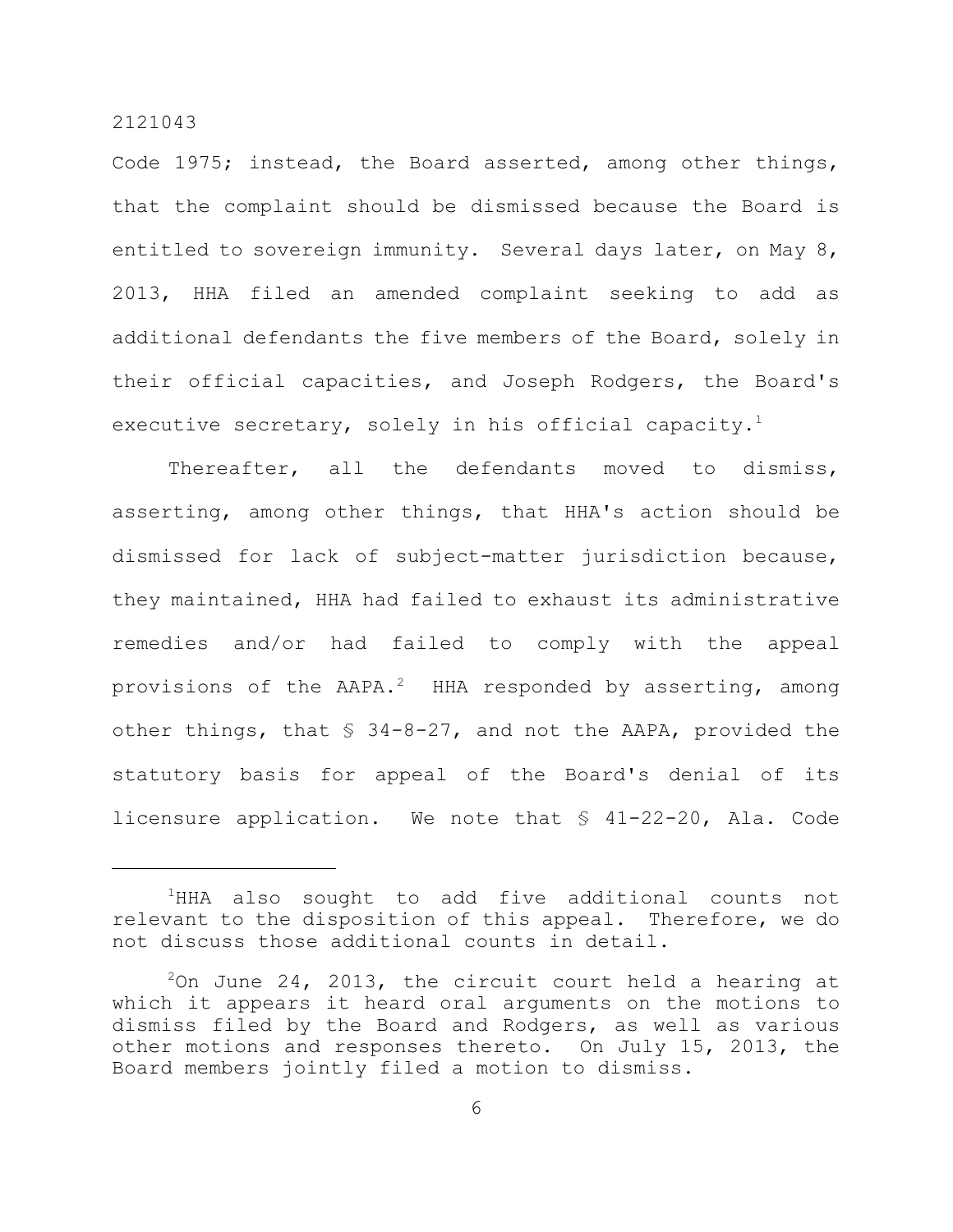Code 1975; instead, the Board asserted, among other things, that the complaint should be dismissed because the Board is entitled to sovereign immunity. Several days later, on May 8, 2013, HHA filed an amended complaint seeking to add as additional defendants the five members of the Board, solely in their official capacities, and Joseph Rodgers, the Board's executive secretary, solely in his official capacity.[1]

Thereafter, all the defendants moved to dismiss, asserting, among other things, that HHA's action should be dismissed for lack of subject-matter jurisdiction because, they maintained, HHA had failed to exhaust its administrative remedies and/or had failed to comply with the appeal provisions of the AAPA.[2] HHA responded by asserting, among other things, that § 34-8-27, and not the AAPA, provided the statutory basis for appeal of the Board's denial of its licensure application. We note that § 41-22-20, Ala. Code

---

[1]HHA also sought to add five additional counts not relevant to the disposition of this appeal. Therefore, we do not discuss those additional counts in detail.

[2]On June 24, 2013, the circuit court held a hearing at which it appears it heard oral arguments on the motions to dismiss filed by the Board and Rodgers, as well as various other motions and responses thereto. On July 15, 2013, the Board members jointly filed a motion to dismiss.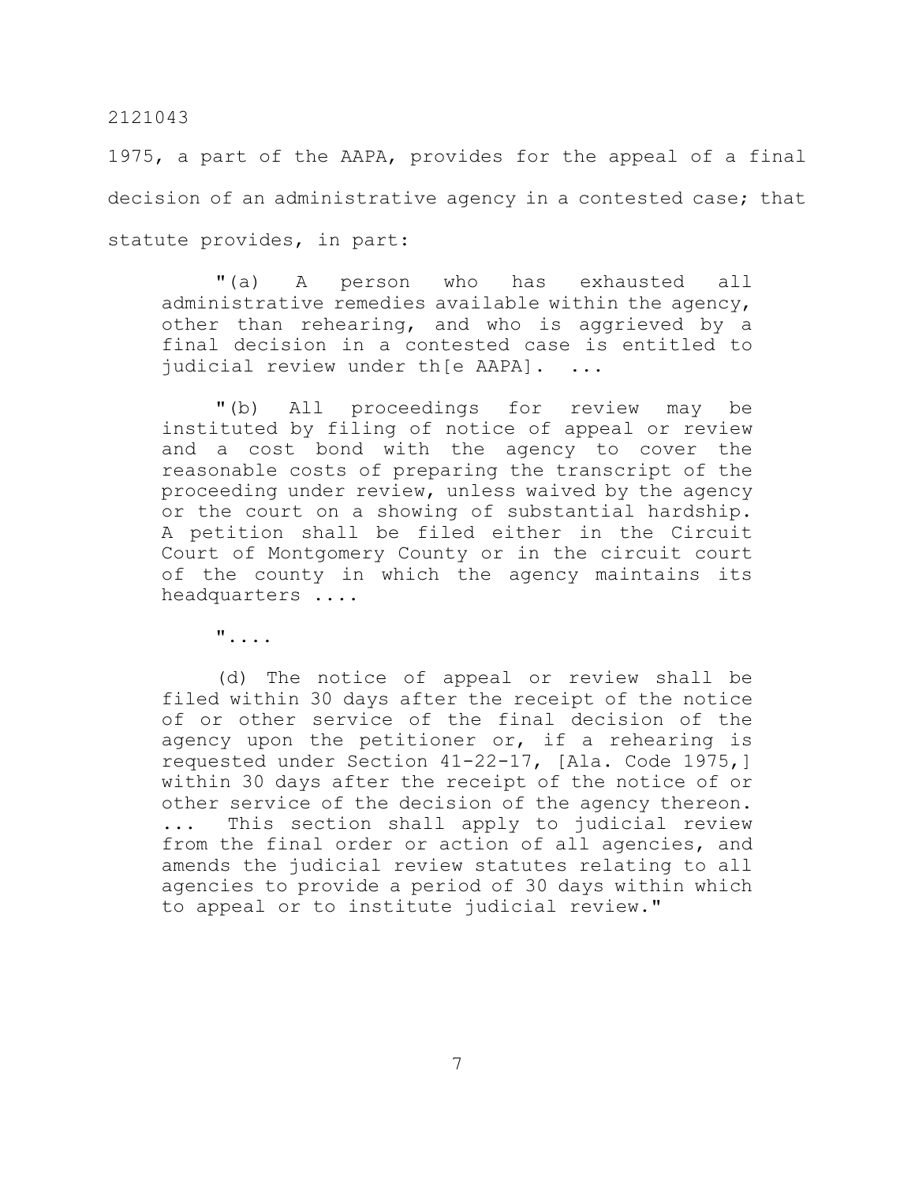1975, a part of the AAPA, provides for the appeal of a final decision of an administrative agency in a contested case; that statute provides, in part:

> "(a) A person who has exhausted all administrative remedies available within the agency, other than rehearing, and who is aggrieved by a final decision in a contested case is entitled to judicial review under th[e AAPA]. ...
>
> "(b) All proceedings for review may be instituted by filing of notice of appeal or review and a cost bond with the agency to cover the reasonable costs of preparing the transcript of the proceeding under review, unless waived by the agency or the court on a showing of substantial hardship. A petition shall be filed either in the Circuit Court of Montgomery County or in the circuit court of the county in which the agency maintains its headquarters ....
>
> "....
>
> (d) The notice of appeal or review shall be filed within 30 days after the receipt of the notice of or other service of the final decision of the agency upon the petitioner or, if a rehearing is requested under Section 41-22-17, [Ala. Code 1975,] within 30 days after the receipt of the notice of or other service of the decision of the agency thereon. ... This section shall apply to judicial review from the final order or action of all agencies, and amends the judicial review statutes relating to all agencies to provide a period of 30 days within which to appeal or to institute judicial review."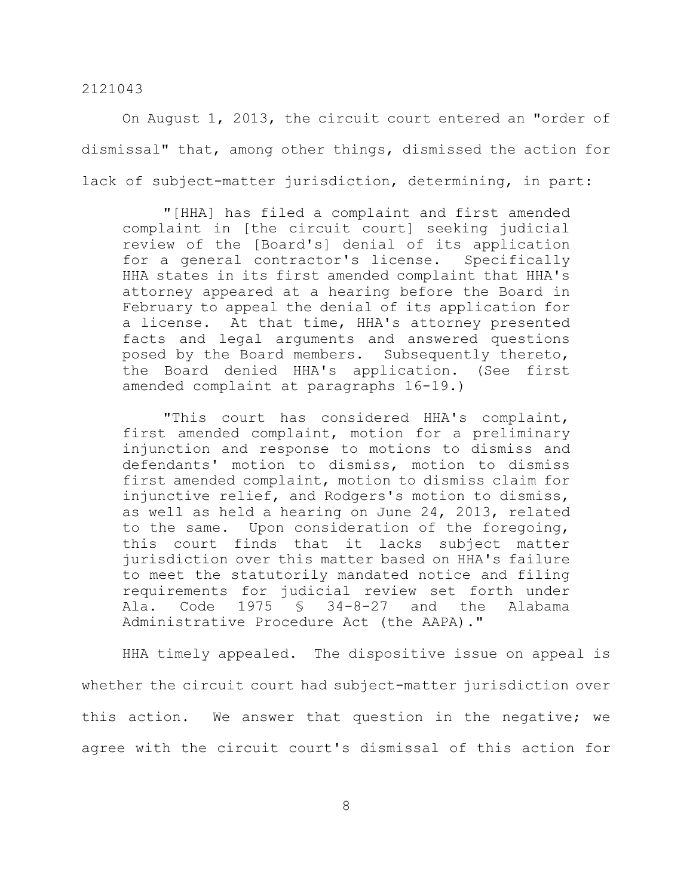On August 1, 2013, the circuit court entered an "order of dismissal" that, among other things, dismissed the action for lack of subject-matter jurisdiction, determining, in part:

> "[HHA] has filed a complaint and first amended complaint in [the circuit court] seeking judicial review of the [Board's] denial of its application for a general contractor's license. Specifically HHA states in its first amended complaint that HHA's attorney appeared at a hearing before the Board in February to appeal the denial of its application for a license. At that time, HHA's attorney presented facts and legal arguments and answered questions posed by the Board members. Subsequently thereto, the Board denied HHA's application. (See first amended complaint at paragraphs 16-19.)
>
> "This court has considered HHA's complaint, first amended complaint, motion for a preliminary injunction and response to motions to dismiss and defendants' motion to dismiss, motion to dismiss first amended complaint, motion to dismiss claim for injunctive relief, and Rodgers's motion to dismiss, as well as held a hearing on June 24, 2013, related to the same. Upon consideration of the foregoing, this court finds that it lacks subject matter jurisdiction over this matter based on HHA's failure to meet the statutorily mandated notice and filing requirements for judicial review set forth under Ala. Code 1975 § 34-8-27 and the Alabama Administrative Procedure Act (the AAPA)."

HHA timely appealed. The dispositive issue on appeal is whether the circuit court had subject-matter jurisdiction over this action. We answer that question in the negative; we agree with the circuit court's dismissal of this action for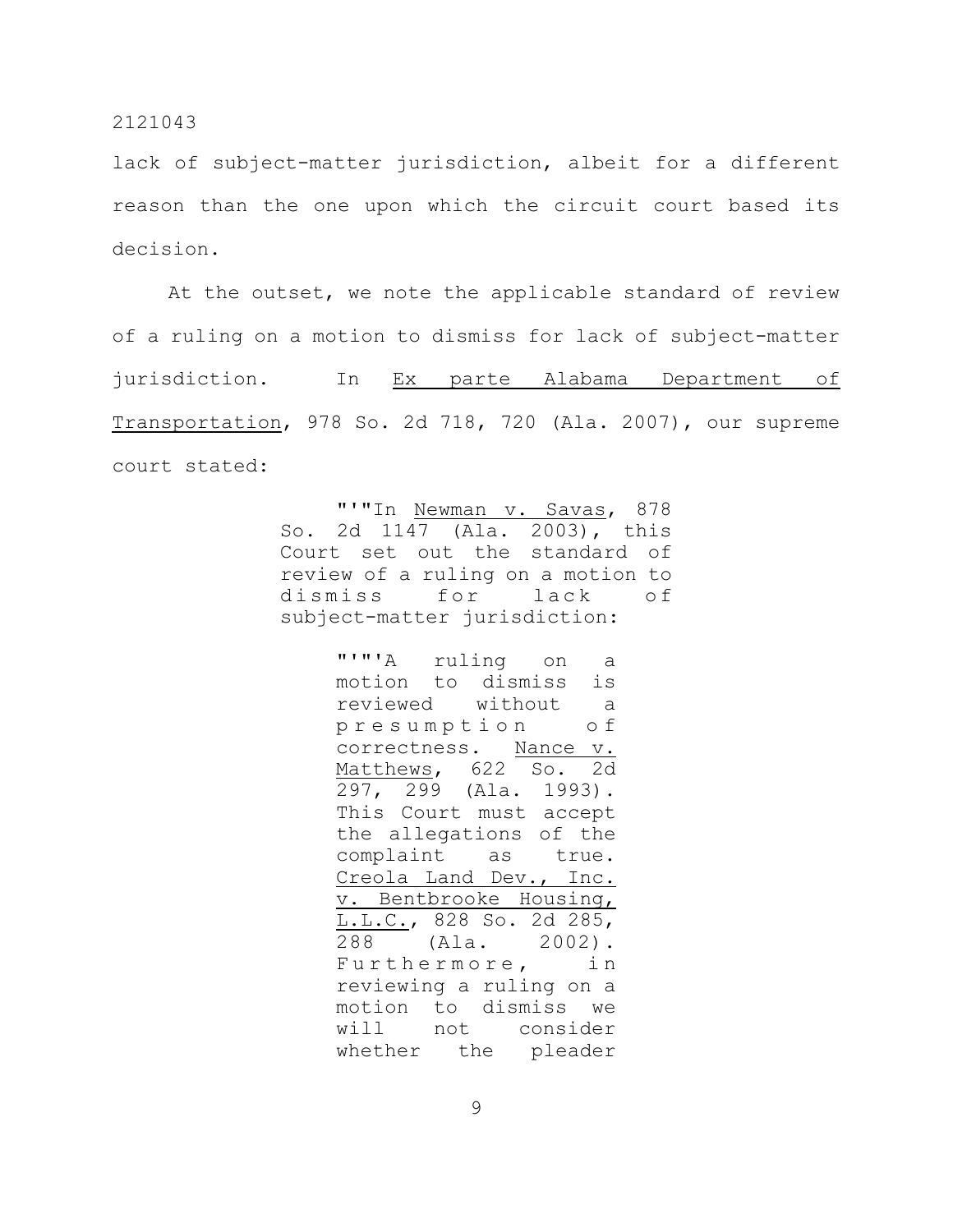lack of subject-matter jurisdiction, albeit for a different reason than the one upon which the circuit court based its decision.

At the outset, we note the applicable standard of review of a ruling on a motion to dismiss for lack of subject-matter jurisdiction. In Ex parte Alabama Department of Transportation, 978 So. 2d 718, 720 (Ala. 2007), our supreme court stated:

> "'"In Newman v. Savas, 878 So. 2d 1147 (Ala. 2003), this Court set out the standard of review of a ruling on a motion to dismiss for lack of subject-matter jurisdiction:
>
> > "'"'A ruling on a motion to dismiss is reviewed without a presumption of correctness. Nance v. Matthews, 622 So. 2d 297, 299 (Ala. 1993). This Court must accept the allegations of the complaint as true. Creola Land Dev., Inc. v. Bentbrooke Housing, L.L.C., 828 So. 2d 285, 288 (Ala. 2002). Furthermore, in reviewing a ruling on a motion to dismiss we will not consider whether the pleader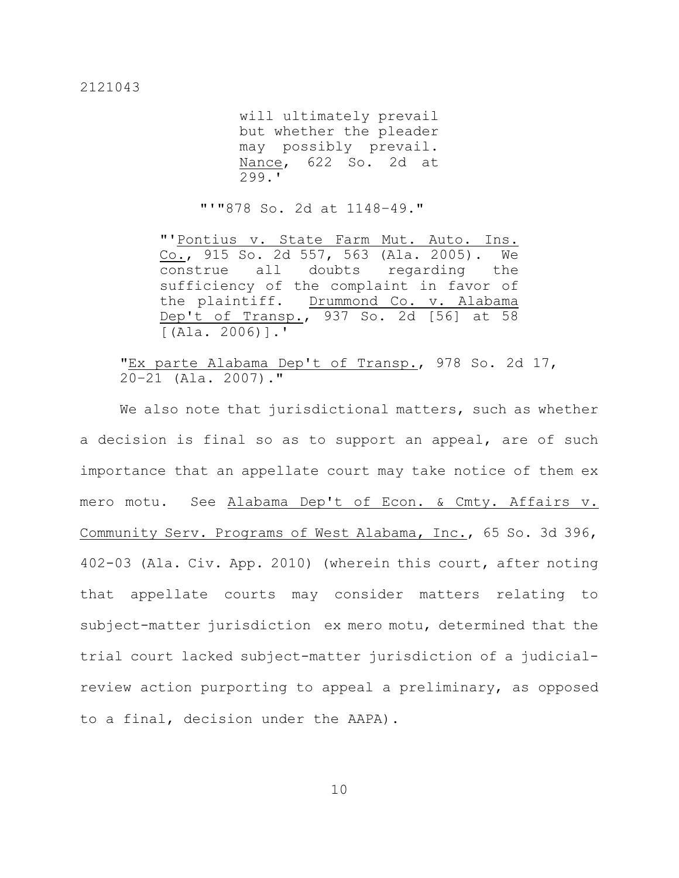> > > will ultimately prevail but whether the pleader may possibly prevail. Nance, 622 So. 2d at 299.'
>
> > "'"878 So. 2d at 1148-49."
>
> > "'Pontius v. State Farm Mut. Auto. Ins. Co., 915 So. 2d 557, 563 (Ala. 2005). We construe all doubts regarding the sufficiency of the complaint in favor of the plaintiff. Drummond Co. v. Alabama Dep't of Transp., 937 So. 2d [56] at 58 [(Ala. 2006)].'
>
> "Ex parte Alabama Dep't of Transp., 978 So. 2d 17, 20–21 (Ala. 2007)."

We also note that jurisdictional matters, such as whether a decision is final so as to support an appeal, are of such importance that an appellate court may take notice of them ex mero motu. See Alabama Dep't of Econ. & Cmty. Affairs v. Community Serv. Programs of West Alabama, Inc., 65 So. 3d 396, 402-03 (Ala. Civ. App. 2010) (wherein this court, after noting that appellate courts may consider matters relating to subject-matter jurisdiction ex mero motu, determined that the trial court lacked subject-matter jurisdiction of a judicial-review action purporting to appeal a preliminary, as opposed to a final, decision under the AAPA).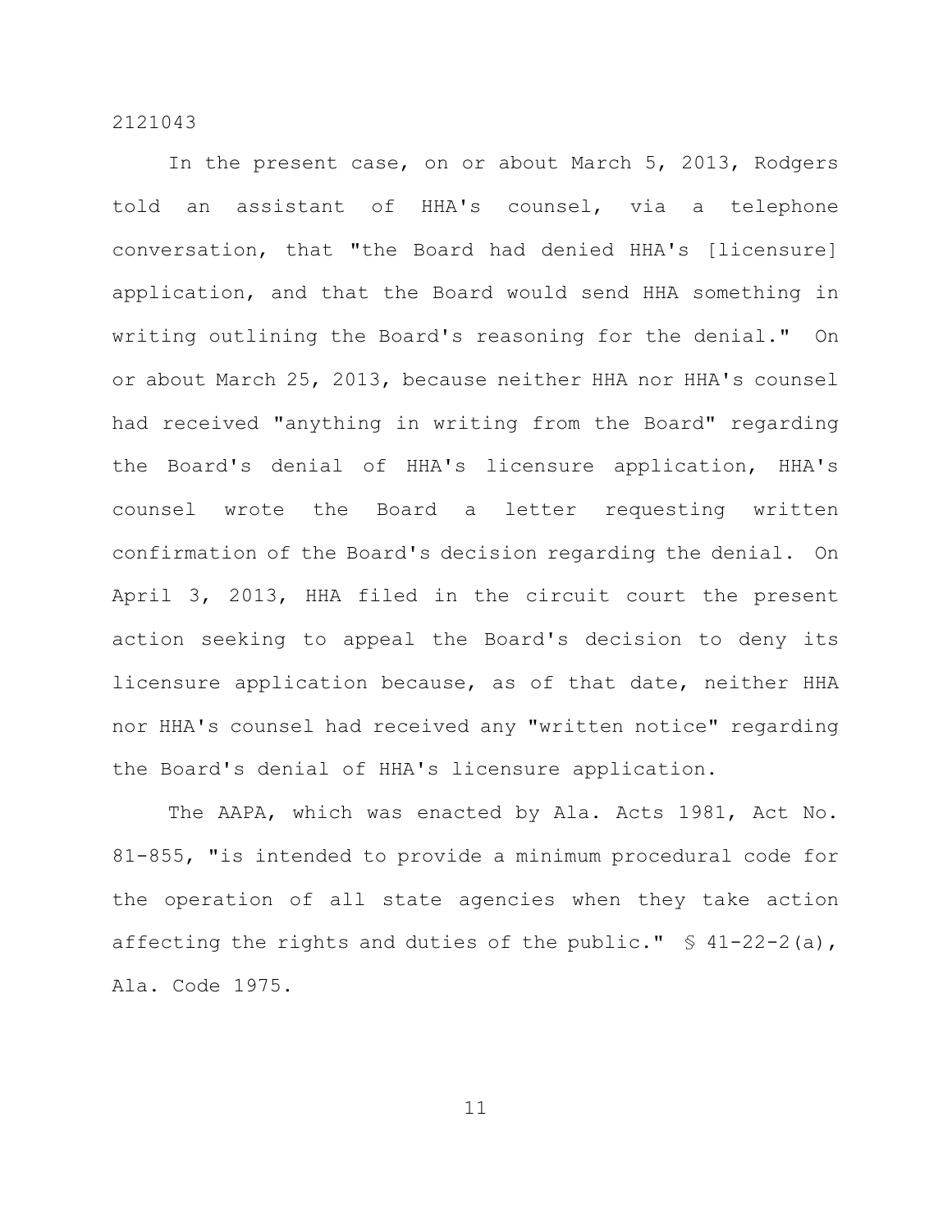In the present case, on or about March 5, 2013, Rodgers told an assistant of HHA's counsel, via a telephone conversation, that "the Board had denied HHA's [licensure] application, and that the Board would send HHA something in writing outlining the Board's reasoning for the denial." On or about March 25, 2013, because neither HHA nor HHA's counsel had received "anything in writing from the Board" regarding the Board's denial of HHA's licensure application, HHA's counsel wrote the Board a letter requesting written confirmation of the Board's decision regarding the denial. On April 3, 2013, HHA filed in the circuit court the present action seeking to appeal the Board's decision to deny its licensure application because, as of that date, neither HHA nor HHA's counsel had received any "written notice" regarding the Board's denial of HHA's licensure application.

The AAPA, which was enacted by Ala. Acts 1981, Act No. 81-855, "is intended to provide a minimum procedural code for the operation of all state agencies when they take action affecting the rights and duties of the public." § 41-22-2(a), Ala. Code 1975.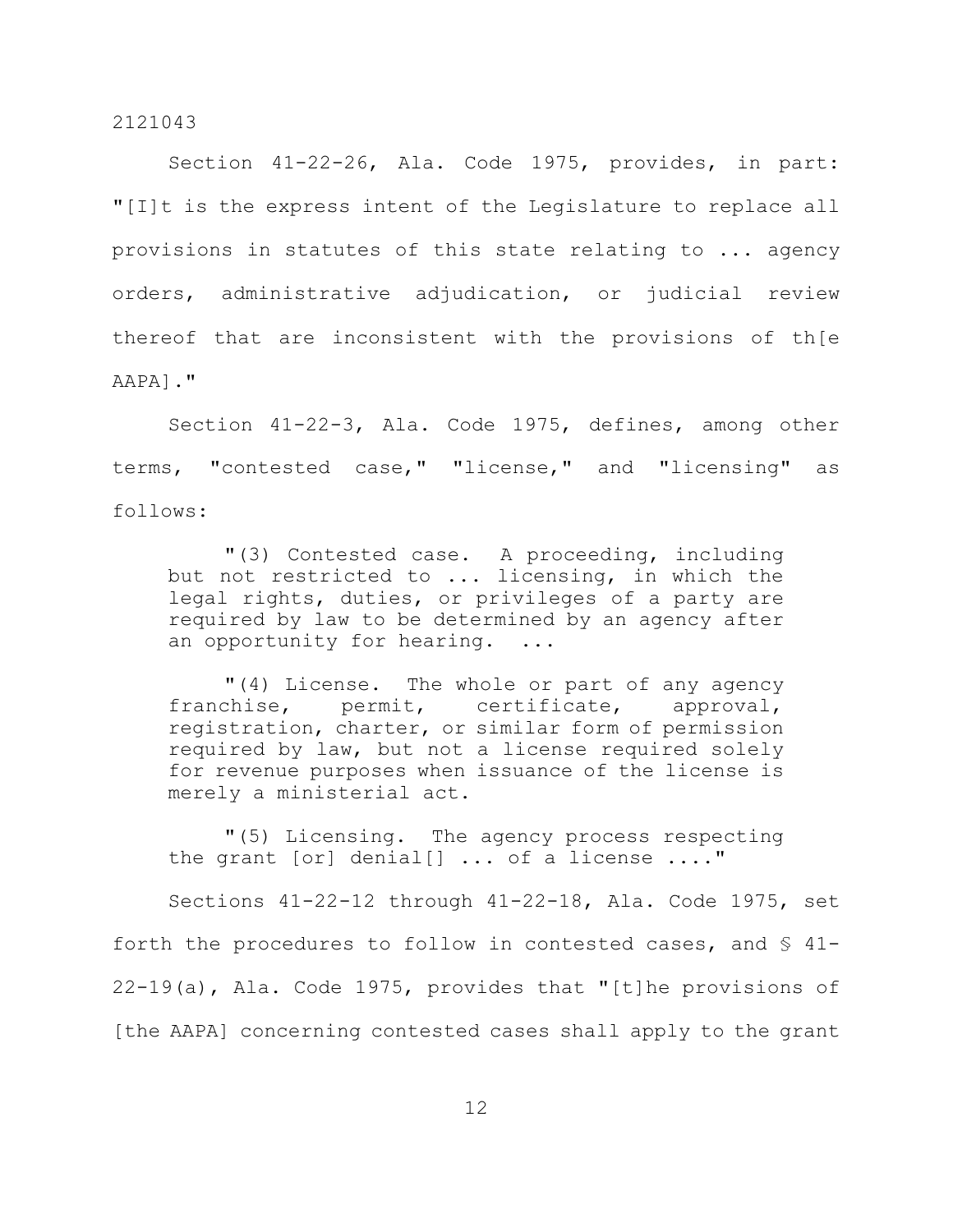Section 41-22-26, Ala. Code 1975, provides, in part: "[I]t is the express intent of the Legislature to replace all provisions in statutes of this state relating to ... agency orders, administrative adjudication, or judicial review thereof that are inconsistent with the provisions of th[e AAPA]."

Section 41-22-3, Ala. Code 1975, defines, among other terms, "contested case," "license," and "licensing" as follows:

> "(3) Contested case. A proceeding, including but not restricted to ... licensing, in which the legal rights, duties, or privileges of a party are required by law to be determined by an agency after an opportunity for hearing. ...
>
> "(4) License. The whole or part of any agency franchise, permit, certificate, approval, registration, charter, or similar form of permission required by law, but not a license required solely for revenue purposes when issuance of the license is merely a ministerial act.
>
> "(5) Licensing. The agency process respecting the grant [or] denial[] ... of a license ...."

Sections 41-22-12 through 41-22-18, Ala. Code 1975, set forth the procedures to follow in contested cases, and § 41-22-19(a), Ala. Code 1975, provides that "[t]he provisions of [the AAPA] concerning contested cases shall apply to the grant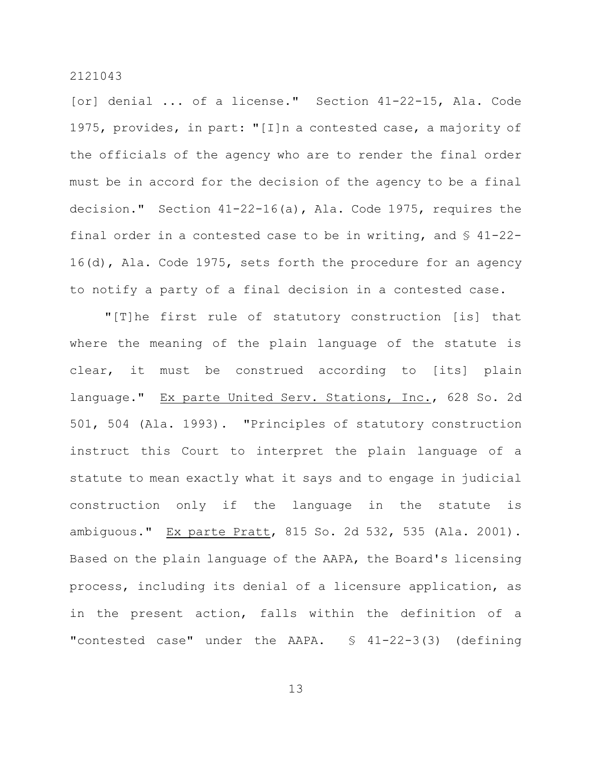[or] denial ... of a license." Section 41-22-15, Ala. Code 1975, provides, in part: "[I]n a contested case, a majority of the officials of the agency who are to render the final order must be in accord for the decision of the agency to be a final decision." Section 41-22-16(a), Ala. Code 1975, requires the final order in a contested case to be in writing, and § 41-22-16(d), Ala. Code 1975, sets forth the procedure for an agency to notify a party of a final decision in a contested case.

"[T]he first rule of statutory construction [is] that where the meaning of the plain language of the statute is clear, it must be construed according to [its] plain language." Ex parte United Serv. Stations, Inc., 628 So. 2d 501, 504 (Ala. 1993). "Principles of statutory construction instruct this Court to interpret the plain language of a statute to mean exactly what it says and to engage in judicial construction only if the language in the statute is ambiguous." Ex parte Pratt, 815 So. 2d 532, 535 (Ala. 2001). Based on the plain language of the AAPA, the Board's licensing process, including its denial of a licensure application, as in the present action, falls within the definition of a "contested case" under the AAPA. § 41-22-3(3) (defining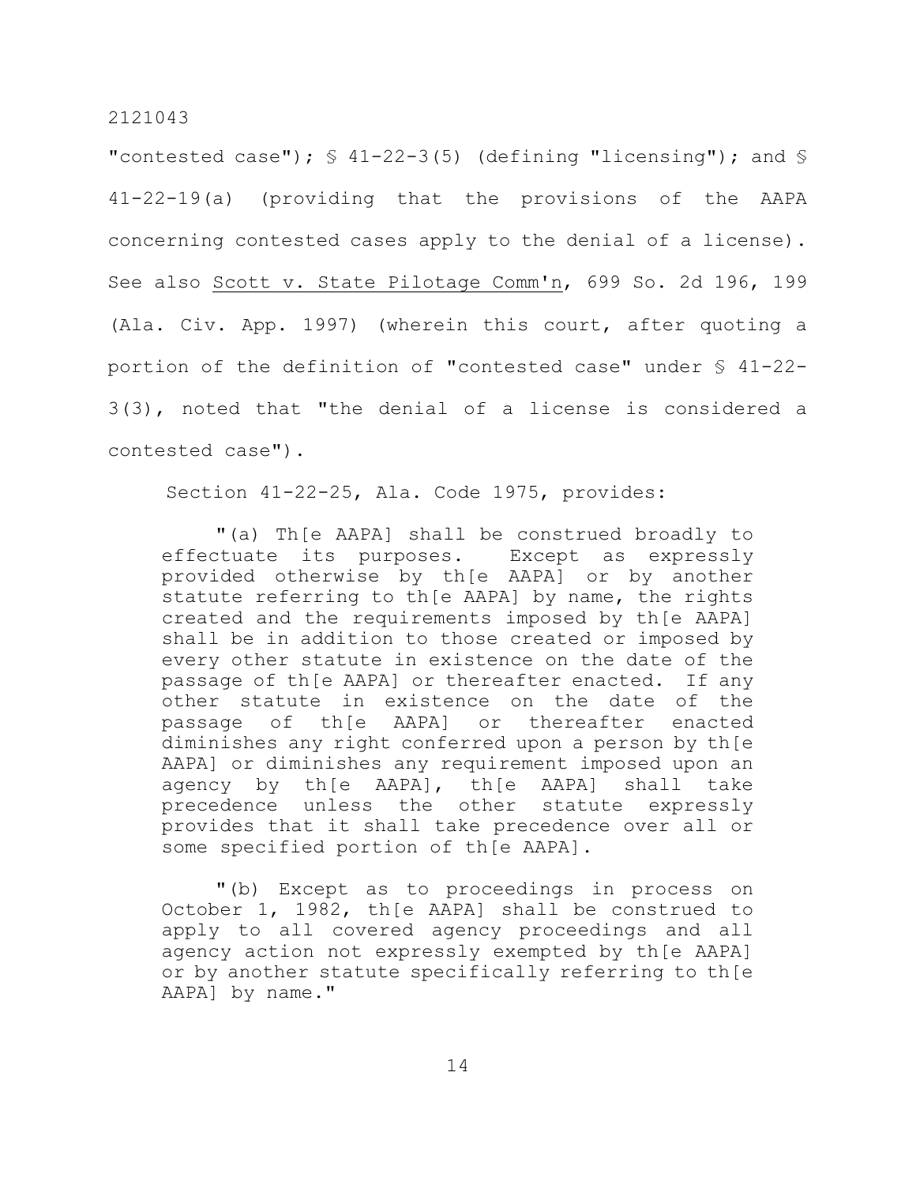"contested case"); § 41-22-3(5) (defining "licensing"); and § 41-22-19(a) (providing that the provisions of the AAPA concerning contested cases apply to the denial of a license). See also Scott v. State Pilotage Comm'n, 699 So. 2d 196, 199 (Ala. Civ. App. 1997) (wherein this court, after quoting a portion of the definition of "contested case" under § 41-22-3(3), noted that "the denial of a license is considered a contested case").

Section 41-22-25, Ala. Code 1975, provides:

> "(a) Th[e AAPA] shall be construed broadly to effectuate its purposes. Except as expressly provided otherwise by th[e AAPA] or by another statute referring to th[e AAPA] by name, the rights created and the requirements imposed by th[e AAPA] shall be in addition to those created or imposed by every other statute in existence on the date of the passage of th[e AAPA] or thereafter enacted. If any other statute in existence on the date of the passage of th[e AAPA] or thereafter enacted diminishes any right conferred upon a person by th[e AAPA] or diminishes any requirement imposed upon an agency by th[e AAPA], th[e AAPA] shall take precedence unless the other statute expressly provides that it shall take precedence over all or some specified portion of th[e AAPA].
>
> "(b) Except as to proceedings in process on October 1, 1982, th[e AAPA] shall be construed to apply to all covered agency proceedings and all agency action not expressly exempted by th[e AAPA] or by another statute specifically referring to th[e AAPA] by name."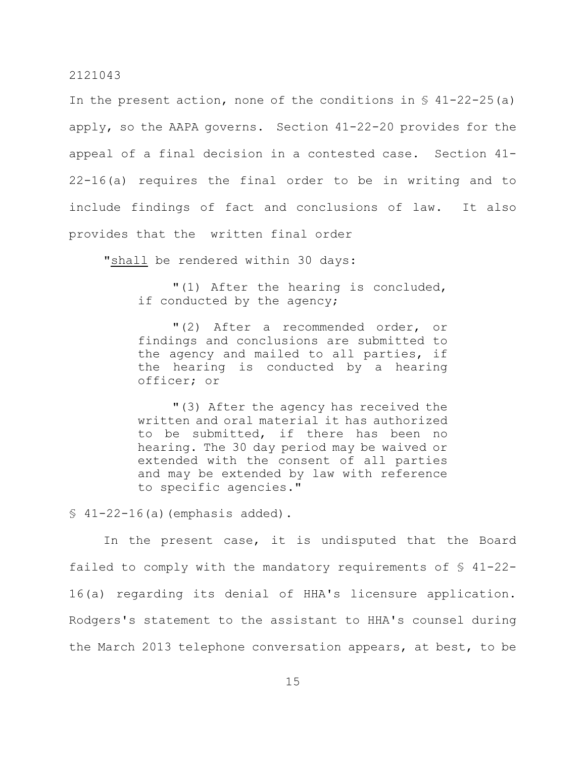In the present action, none of the conditions in § 41-22-25(a) apply, so the AAPA governs. Section 41-22-20 provides for the appeal of a final decision in a contested case. Section 41-22-16(a) requires the final order to be in writing and to include findings of fact and conclusions of law. It also provides that the written final order

> "<u>shall</u> be rendered within 30 days:
>
> > "(1) After the hearing is concluded, if conducted by the agency;
> >
> > "(2) After a recommended order, or findings and conclusions are submitted to the agency and mailed to all parties, if the hearing is conducted by a hearing officer; or
> >
> > "(3) After the agency has received the written and oral material it has authorized to be submitted, if there has been no hearing. The 30 day period may be waived or extended with the consent of all parties and may be extended by law with reference to specific agencies."

§ 41-22-16(a)(emphasis added).

In the present case, it is undisputed that the Board failed to comply with the mandatory requirements of § 41-22-16(a) regarding its denial of HHA's licensure application. Rodgers's statement to the assistant to HHA's counsel during the March 2013 telephone conversation appears, at best, to be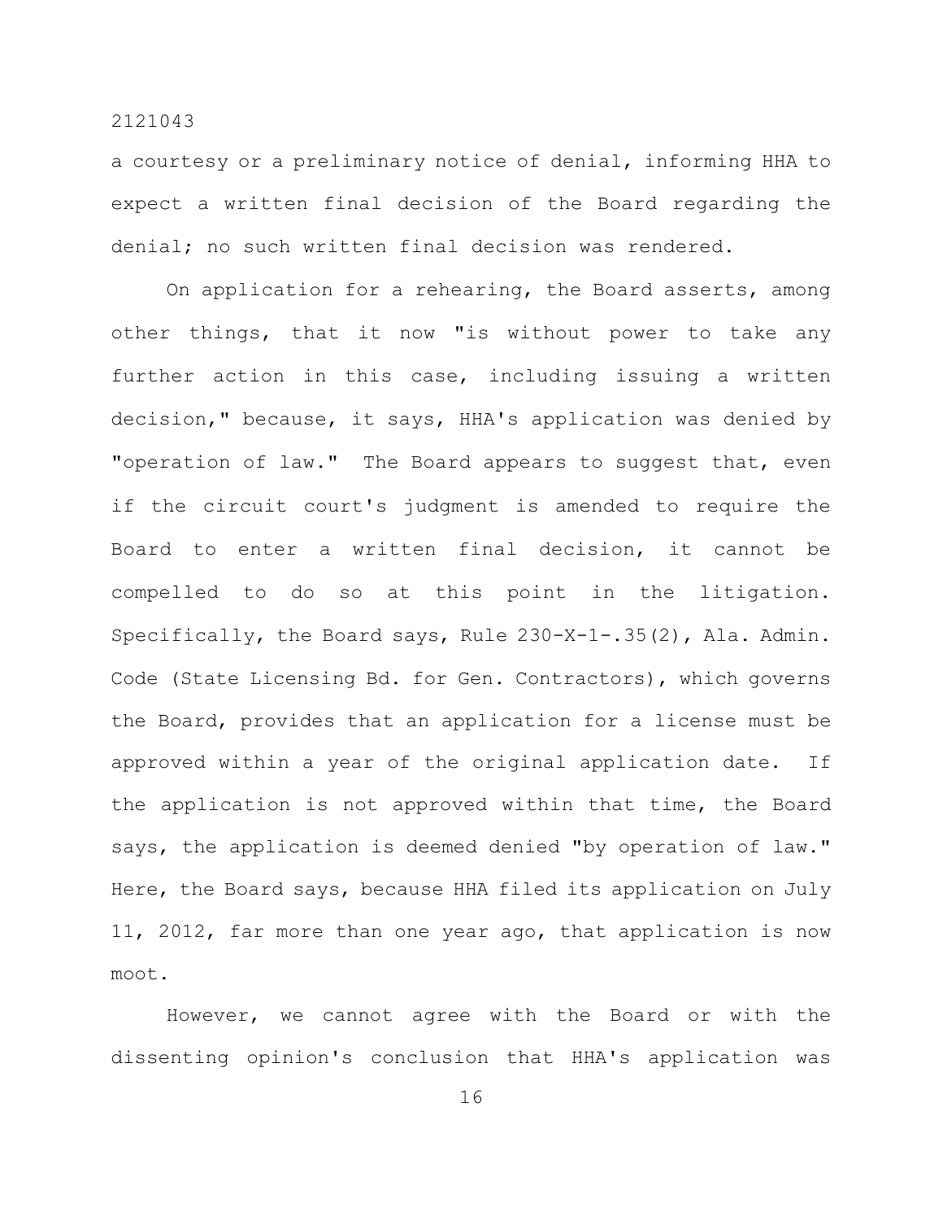a courtesy or a preliminary notice of denial, informing HHA to expect a written final decision of the Board regarding the denial; no such written final decision was rendered.

On application for a rehearing, the Board asserts, among other things, that it now "is without power to take any further action in this case, including issuing a written decision," because, it says, HHA's application was denied by "operation of law." The Board appears to suggest that, even if the circuit court's judgment is amended to require the Board to enter a written final decision, it cannot be compelled to do so at this point in the litigation. Specifically, the Board says, Rule 230-X-1-.35(2), Ala. Admin. Code (State Licensing Bd. for Gen. Contractors), which governs the Board, provides that an application for a license must be approved within a year of the original application date. If the application is not approved within that time, the Board says, the application is deemed denied "by operation of law." Here, the Board says, because HHA filed its application on July 11, 2012, far more than one year ago, that application is now moot.

However, we cannot agree with the Board or with the dissenting opinion's conclusion that HHA's application was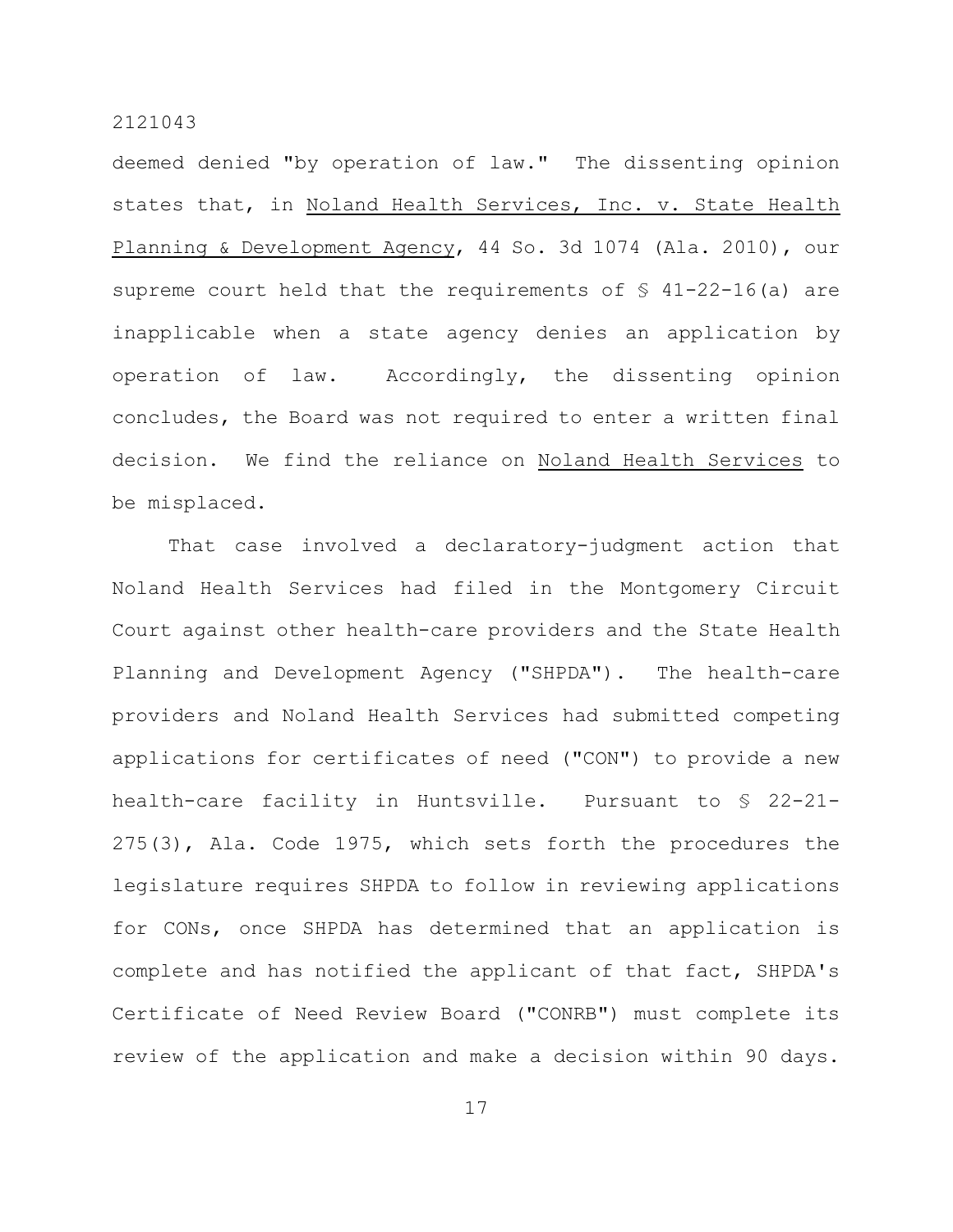deemed denied "by operation of law." The dissenting opinion states that, in Noland Health Services, Inc. v. State Health Planning & Development Agency, 44 So. 3d 1074 (Ala. 2010), our supreme court held that the requirements of § 41-22-16(a) are inapplicable when a state agency denies an application by operation of law. Accordingly, the dissenting opinion concludes, the Board was not required to enter a written final decision. We find the reliance on Noland Health Services to be misplaced.

That case involved a declaratory-judgment action that Noland Health Services had filed in the Montgomery Circuit Court against other health-care providers and the State Health Planning and Development Agency ("SHPDA"). The health-care providers and Noland Health Services had submitted competing applications for certificates of need ("CON") to provide a new health-care facility in Huntsville. Pursuant to § 22-21-275(3), Ala. Code 1975, which sets forth the procedures the legislature requires SHPDA to follow in reviewing applications for CONs, once SHPDA has determined that an application is complete and has notified the applicant of that fact, SHPDA's Certificate of Need Review Board ("CONRB") must complete its review of the application and make a decision within 90 days.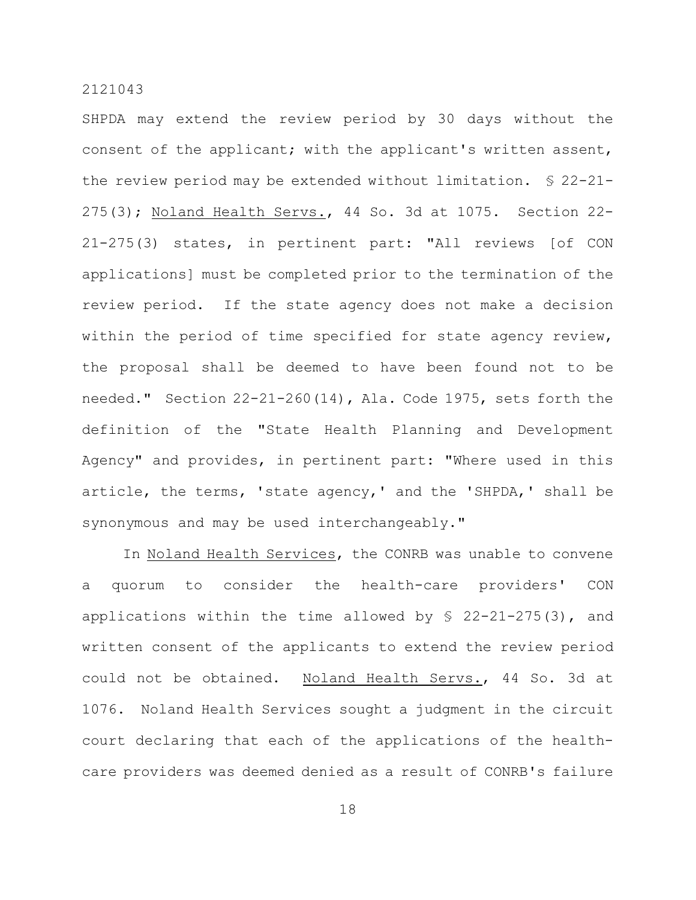SHPDA may extend the review period by 30 days without the consent of the applicant; with the applicant's written assent, the review period may be extended without limitation. § 22-21-275(3); Noland Health Servs., 44 So. 3d at 1075. Section 22-21-275(3) states, in pertinent part: "All reviews [of CON applications] must be completed prior to the termination of the review period. If the state agency does not make a decision within the period of time specified for state agency review, the proposal shall be deemed to have been found not to be needed." Section 22-21-260(14), Ala. Code 1975, sets forth the definition of the "State Health Planning and Development Agency" and provides, in pertinent part: "Where used in this article, the terms, 'state agency,' and the 'SHPDA,' shall be synonymous and may be used interchangeably."

In Noland Health Services, the CONRB was unable to convene a quorum to consider the health-care providers' CON applications within the time allowed by § 22-21-275(3), and written consent of the applicants to extend the review period could not be obtained. Noland Health Servs., 44 So. 3d at 1076. Noland Health Services sought a judgment in the circuit court declaring that each of the applications of the health-care providers was deemed denied as a result of CONRB's failure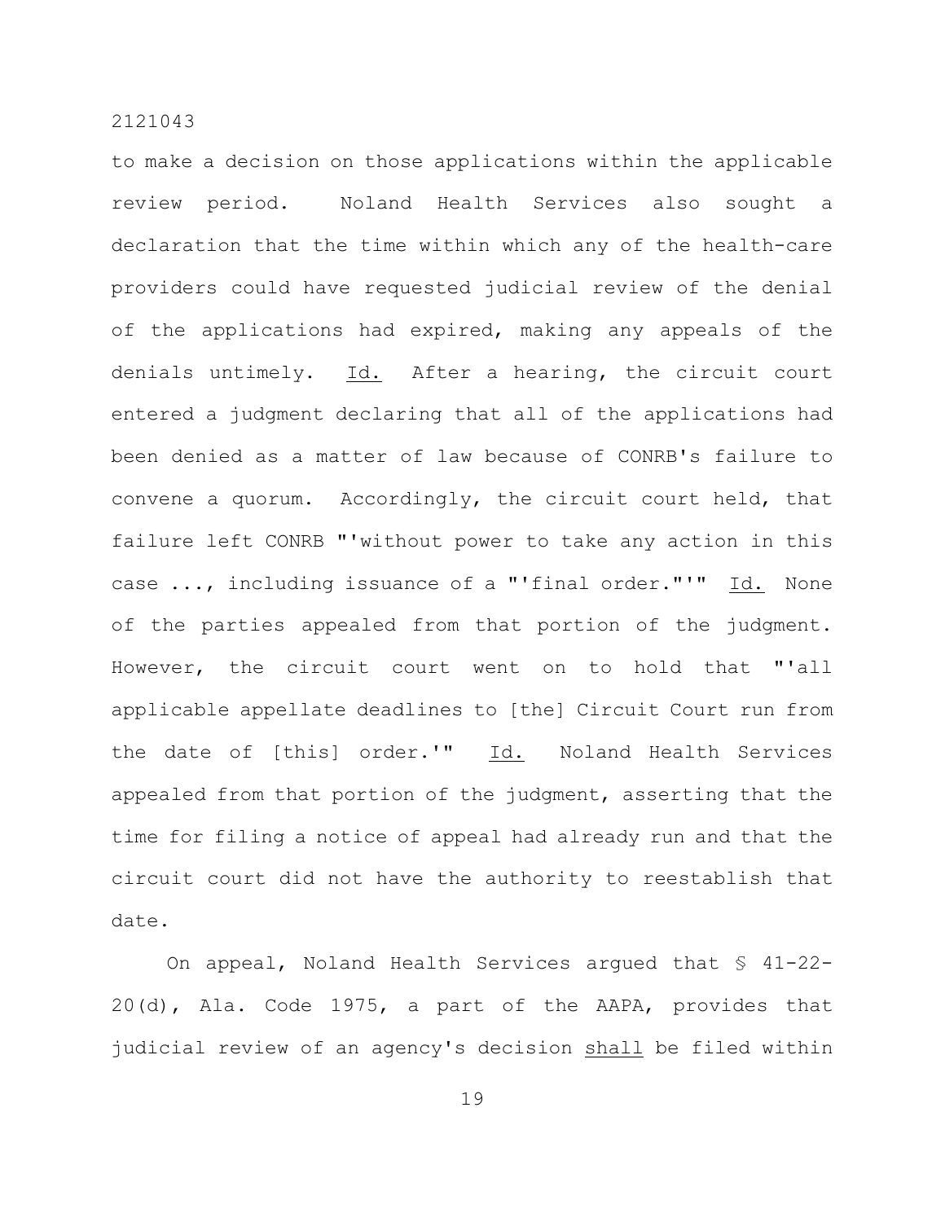to make a decision on those applications within the applicable review period. Noland Health Services also sought a declaration that the time within which any of the health-care providers could have requested judicial review of the denial of the applications had expired, making any appeals of the denials untimely. Id. After a hearing, the circuit court entered a judgment declaring that all of the applications had been denied as a matter of law because of CONRB's failure to convene a quorum. Accordingly, the circuit court held, that failure left CONRB "'without power to take any action in this case ..., including issuance of a "'final order."'" Id. None of the parties appealed from that portion of the judgment. However, the circuit court went on to hold that "'all applicable appellate deadlines to [the] Circuit Court run from the date of [this] order.'" Id. Noland Health Services appealed from that portion of the judgment, asserting that the time for filing a notice of appeal had already run and that the circuit court did not have the authority to reestablish that date.

On appeal, Noland Health Services argued that § 41-22-20(d), Ala. Code 1975, a part of the AAPA, provides that judicial review of an agency's decision shall be filed within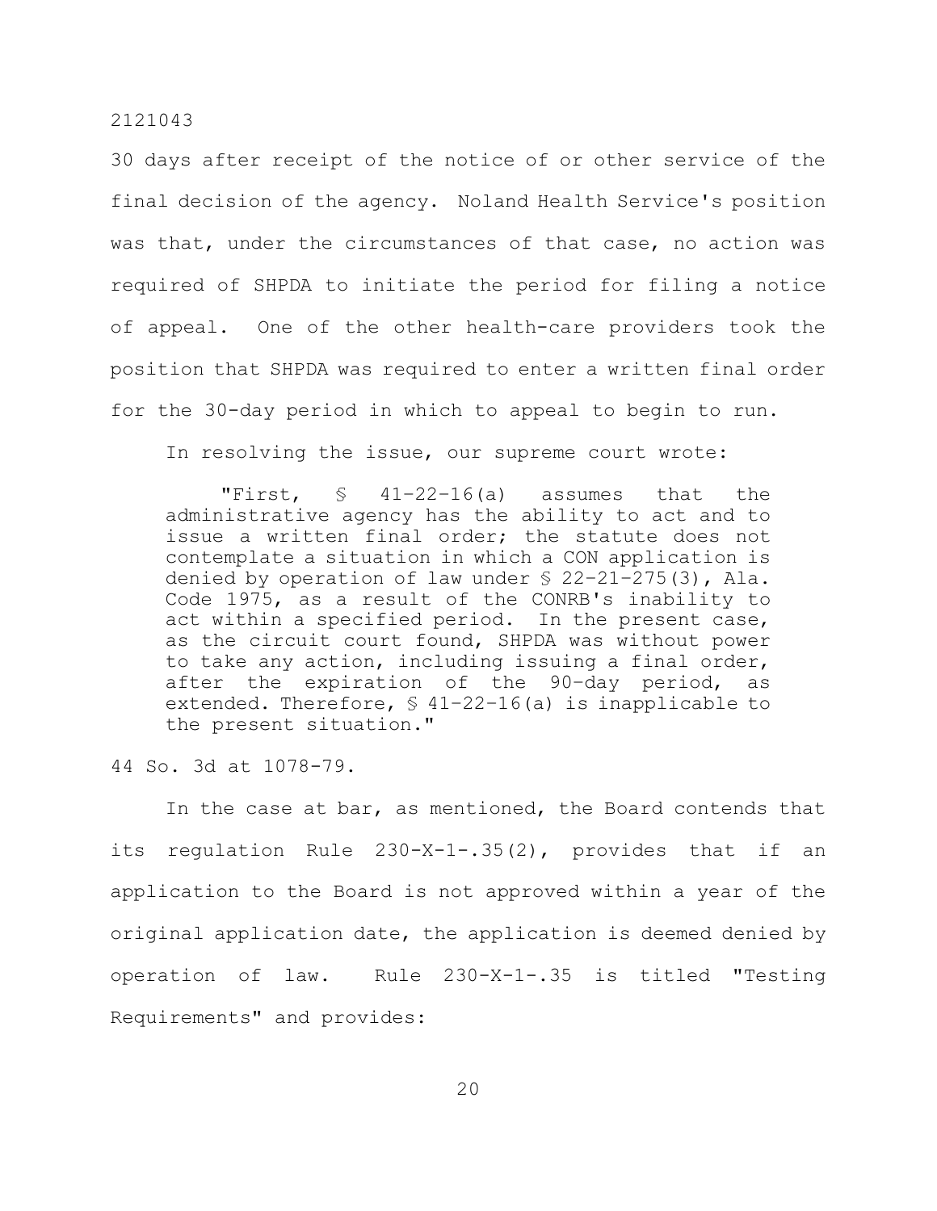30 days after receipt of the notice of or other service of the final decision of the agency. Noland Health Service's position was that, under the circumstances of that case, no action was required of SHPDA to initiate the period for filing a notice of appeal. One of the other health-care providers took the position that SHPDA was required to enter a written final order for the 30-day period in which to appeal to begin to run.

In resolving the issue, our supreme court wrote:

> "First, § 41-22-16(a) assumes that the administrative agency has the ability to act and to issue a written final order; the statute does not contemplate a situation in which a CON application is denied by operation of law under § 22-21-275(3), Ala. Code 1975, as a result of the CONRB's inability to act within a specified period. In the present case, as the circuit court found, SHPDA was without power to take any action, including issuing a final order, after the expiration of the 90-day period, as extended. Therefore, § 41-22-16(a) is inapplicable to the present situation."

44 So. 3d at 1078-79.

In the case at bar, as mentioned, the Board contends that its regulation Rule 230-X-1-.35(2), provides that if an application to the Board is not approved within a year of the original application date, the application is deemed denied by operation of law. Rule 230-X-1-.35 is titled "Testing Requirements" and provides: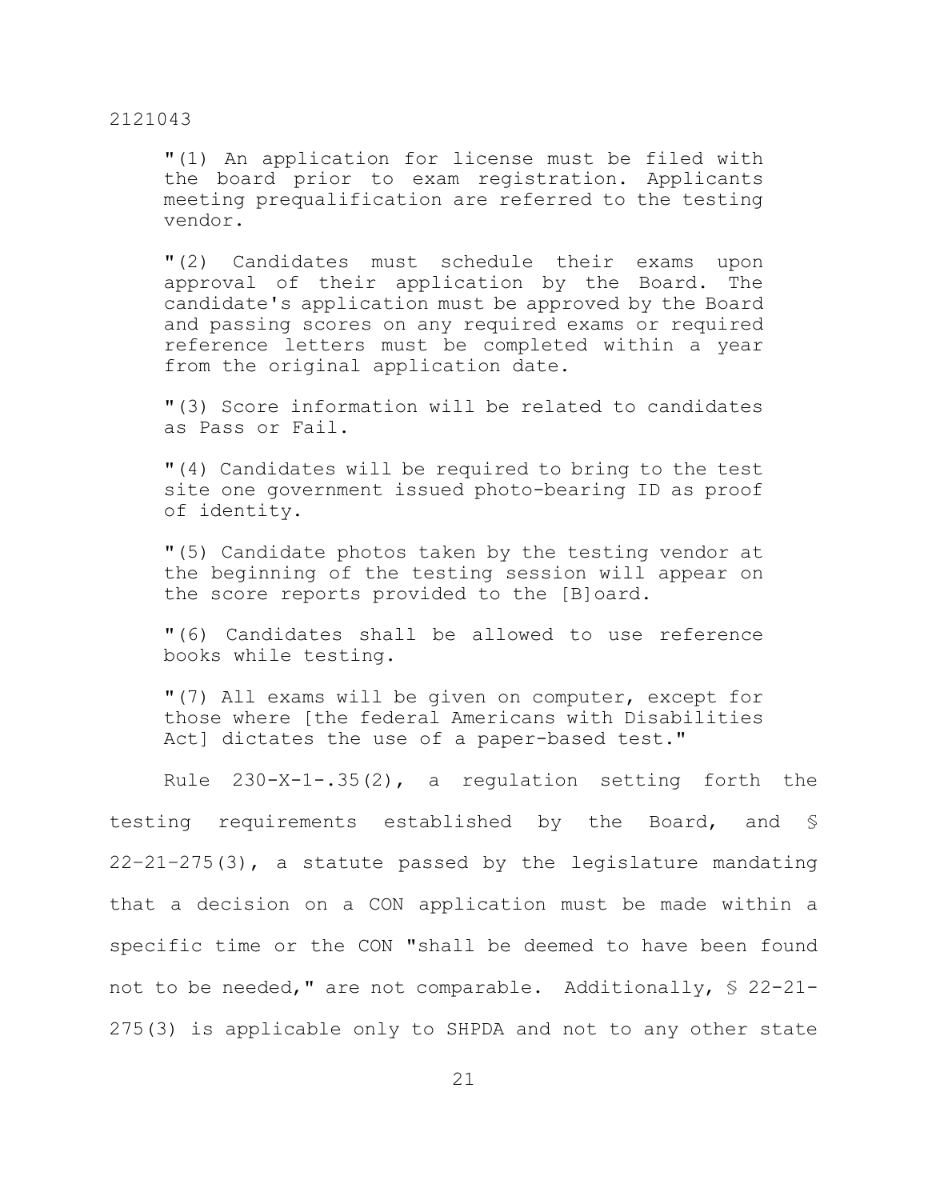"(1) An application for license must be filed with the board prior to exam registration. Applicants meeting prequalification are referred to the testing vendor.

"(2) Candidates must schedule their exams upon approval of their application by the Board. The candidate's application must be approved by the Board and passing scores on any required exams or required reference letters must be completed within a year from the original application date.

"(3) Score information will be related to candidates as Pass or Fail.

"(4) Candidates will be required to bring to the test site one government issued photo-bearing ID as proof of identity.

"(5) Candidate photos taken by the testing vendor at the beginning of the testing session will appear on the score reports provided to the [B]oard.

"(6) Candidates shall be allowed to use reference books while testing.

"(7) All exams will be given on computer, except for those where [the federal Americans with Disabilities Act] dictates the use of a paper-based test."

Rule 230-X-1-.35(2), a regulation setting forth the testing requirements established by the Board, and § 22-21-275(3), a statute passed by the legislature mandating that a decision on a CON application must be made within a specific time or the CON "shall be deemed to have been found not to be needed," are not comparable. Additionally, § 22-21-275(3) is applicable only to SHPDA and not to any other state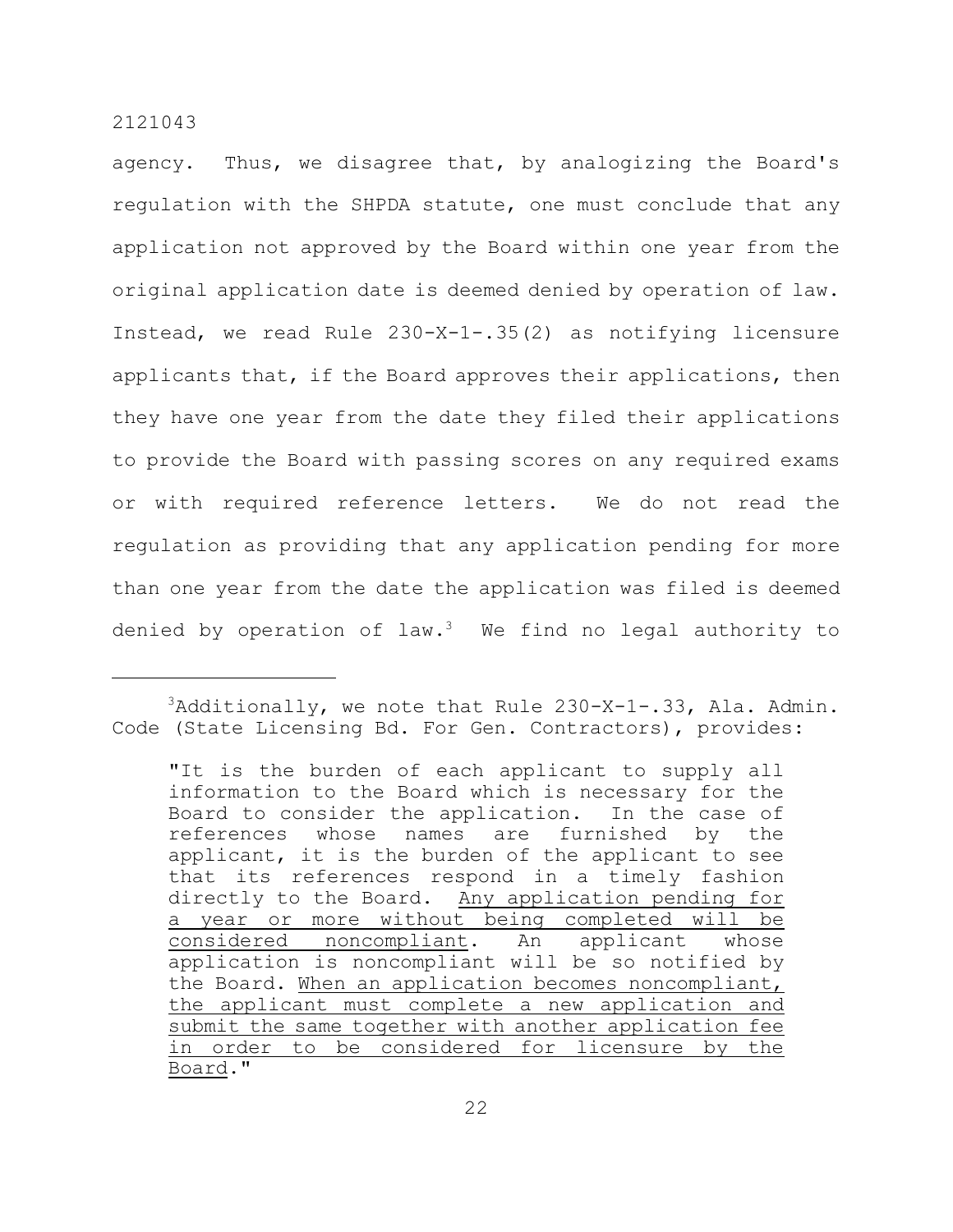agency. Thus, we disagree that, by analogizing the Board's regulation with the SHPDA statute, one must conclude that any application not approved by the Board within one year from the original application date is deemed denied by operation of law. Instead, we read Rule 230-X-1-.35(2) as notifying licensure applicants that, if the Board approves their applications, then they have one year from the date they filed their applications to provide the Board with passing scores on any required exams or with required reference letters. We do not read the regulation as providing that any application pending for more than one year from the date the application was filed is deemed denied by operation of law.[3] We find no legal authority to

---

[3]Additionally, we note that Rule 230-X-1-.33, Ala. Admin. Code (State Licensing Bd. For Gen. Contractors), provides:

> "It is the burden of each applicant to supply all information to the Board which is necessary for the Board to consider the application. In the case of references whose names are furnished by the applicant, it is the burden of the applicant to see that its references respond in a timely fashion directly to the Board. <u>Any application pending for a year or more without being completed will be considered noncompliant</u>. An applicant whose application is noncompliant will be so notified by the Board. <u>When an application becomes noncompliant, the applicant must complete a new application and submit the same together with another application fee in order to be considered for licensure by the Board</u>."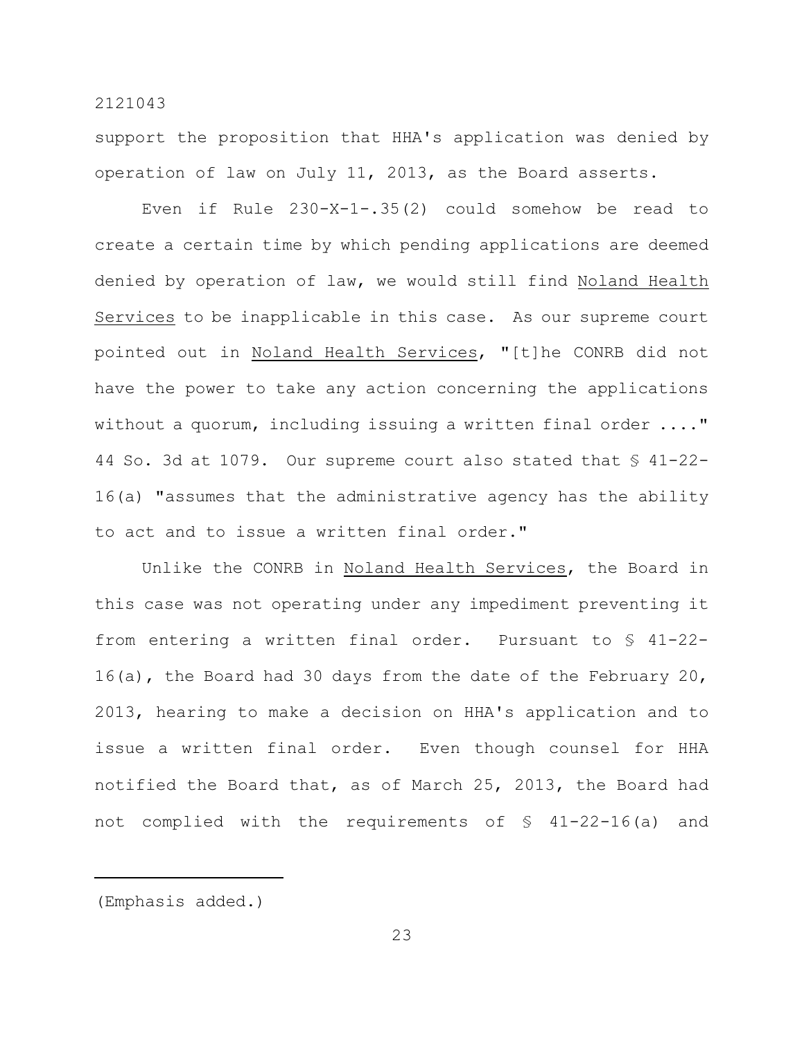support the proposition that HHA's application was denied by operation of law on July 11, 2013, as the Board asserts.

Even if Rule 230-X-1-.35(2) could somehow be read to create a certain time by which pending applications are deemed denied by operation of law, we would still find Noland Health Services to be inapplicable in this case. As our supreme court pointed out in Noland Health Services, "[t]he CONRB did not have the power to take any action concerning the applications without a quorum, including issuing a written final order ...." 44 So. 3d at 1079. Our supreme court also stated that § 41-22-16(a) "assumes that the administrative agency has the ability to act and to issue a written final order."

Unlike the CONRB in Noland Health Services, the Board in this case was not operating under any impediment preventing it from entering a written final order. Pursuant to § 41-22-16(a), the Board had 30 days from the date of the February 20, 2013, hearing to make a decision on HHA's application and to issue a written final order. Even though counsel for HHA notified the Board that, as of March 25, 2013, the Board had not complied with the requirements of § 41-22-16(a) and

---

(Emphasis added.)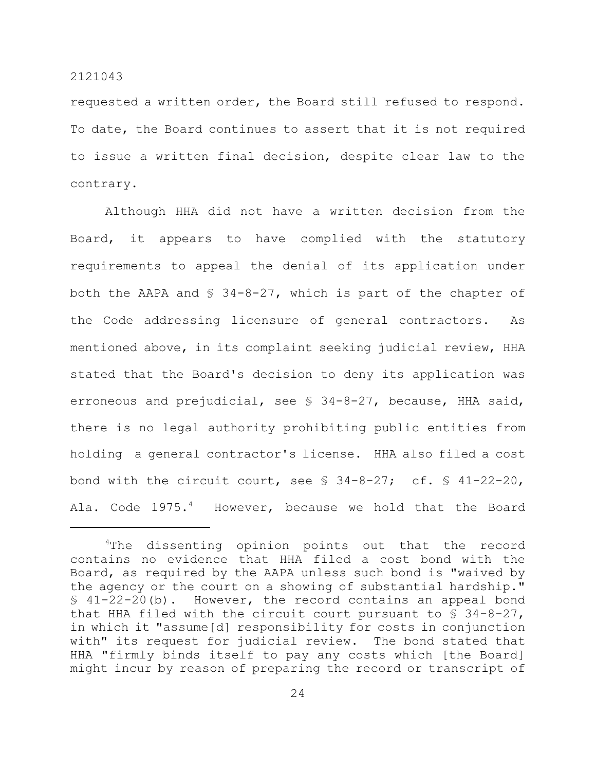requested a written order, the Board still refused to respond. To date, the Board continues to assert that it is not required to issue a written final decision, despite clear law to the contrary.

Although HHA did not have a written decision from the Board, it appears to have complied with the statutory requirements to appeal the denial of its application under both the AAPA and § 34-8-27, which is part of the chapter of the Code addressing licensure of general contractors. As mentioned above, in its complaint seeking judicial review, HHA stated that the Board's decision to deny its application was erroneous and prejudicial, see § 34-8-27, because, HHA said, there is no legal authority prohibiting public entities from holding a general contractor's license. HHA also filed a cost bond with the circuit court, see § 34-8-27; cf. § 41-22-20, Ala. Code 1975.[4] However, because we hold that the Board

---

[4]The dissenting opinion points out that the record contains no evidence that HHA filed a cost bond with the Board, as required by the AAPA unless such bond is "waived by the agency or the court on a showing of substantial hardship." § 41-22-20(b). However, the record contains an appeal bond that HHA filed with the circuit court pursuant to § 34-8-27, in which it "assume[d] responsibility for costs in conjunction with" its request for judicial review. The bond stated that HHA "firmly binds itself to pay any costs which [the Board] might incur by reason of preparing the record or transcript of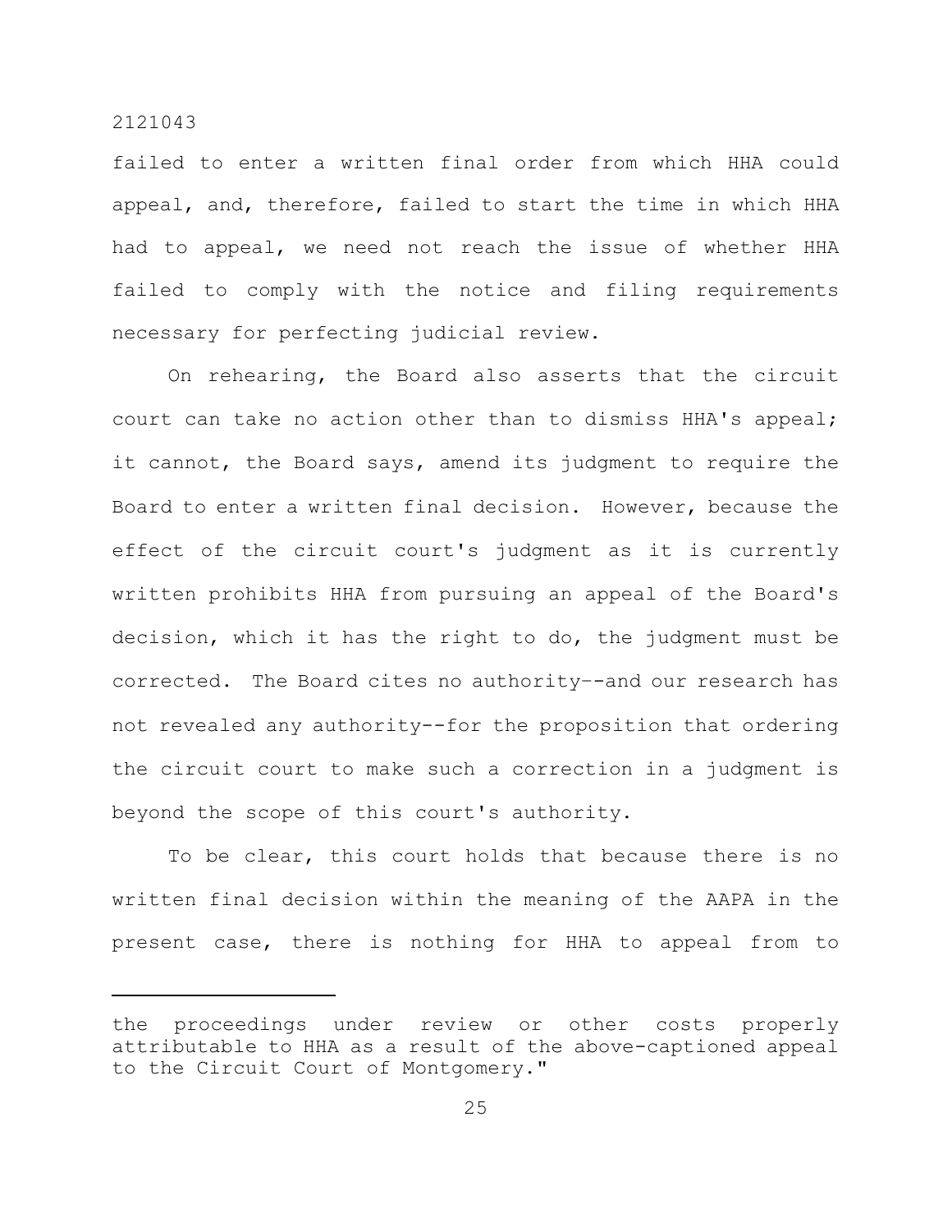failed to enter a written final order from which HHA could appeal, and, therefore, failed to start the time in which HHA had to appeal, we need not reach the issue of whether HHA failed to comply with the notice and filing requirements necessary for perfecting judicial review.

On rehearing, the Board also asserts that the circuit court can take no action other than to dismiss HHA's appeal; it cannot, the Board says, amend its judgment to require the Board to enter a written final decision. However, because the effect of the circuit court's judgment as it is currently written prohibits HHA from pursuing an appeal of the Board's decision, which it has the right to do, the judgment must be corrected. The Board cites no authority--and our research has not revealed any authority--for the proposition that ordering the circuit court to make such a correction in a judgment is beyond the scope of this court's authority.

To be clear, this court holds that because there is no written final decision within the meaning of the AAPA in the present case, there is nothing for HHA to appeal from to

---

the proceedings under review or other costs properly attributable to HHA as a result of the above-captioned appeal to the Circuit Court of Montgomery."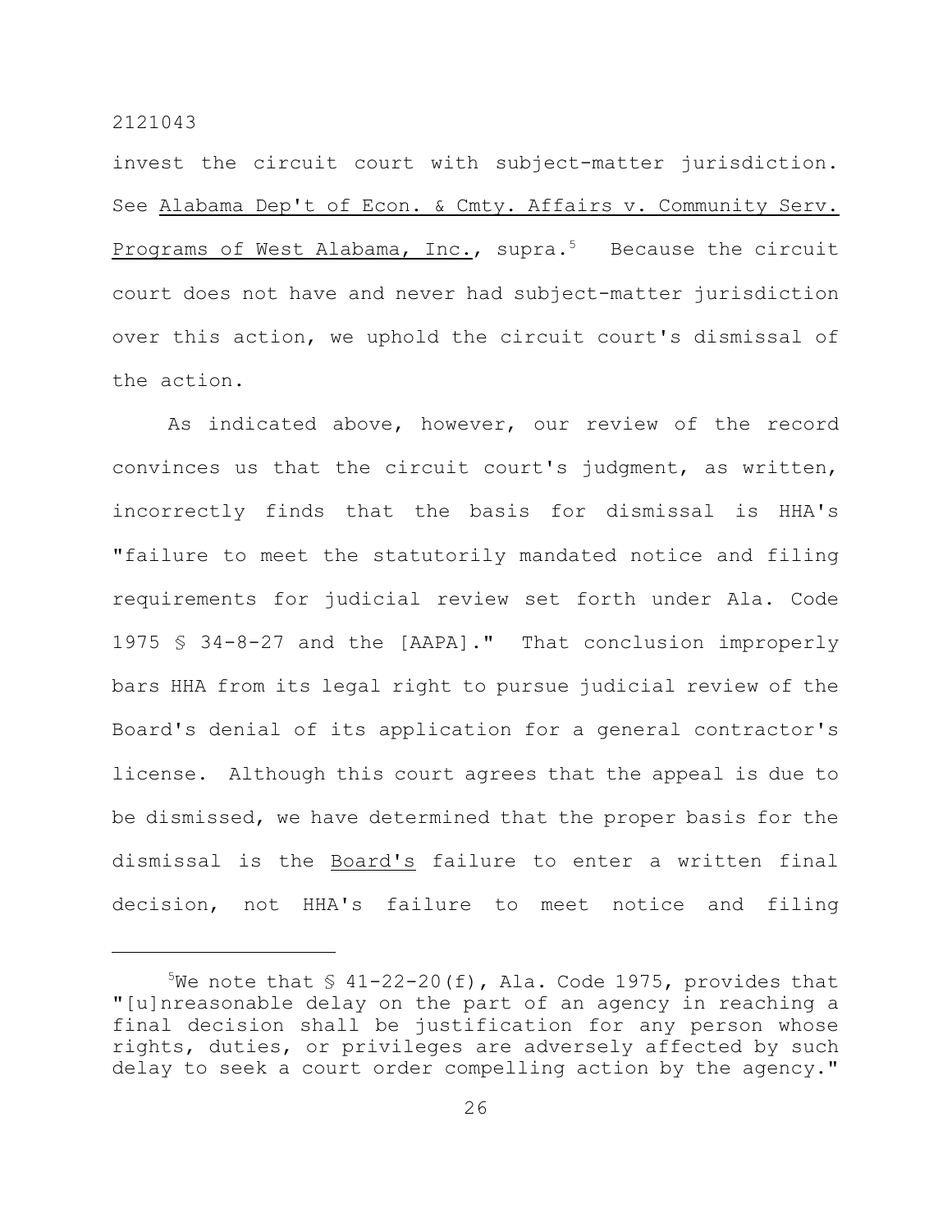invest the circuit court with subject-matter jurisdiction. See Alabama Dep't of Econ. & Cmty. Affairs v. Community Serv. Programs of West Alabama, Inc., supra.[5] Because the circuit court does not have and never had subject-matter jurisdiction over this action, we uphold the circuit court's dismissal of the action.

As indicated above, however, our review of the record convinces us that the circuit court's judgment, as written, incorrectly finds that the basis for dismissal is HHA's "failure to meet the statutorily mandated notice and filing requirements for judicial review set forth under Ala. Code 1975 § 34-8-27 and the [AAPA]." That conclusion improperly bars HHA from its legal right to pursue judicial review of the Board's denial of its application for a general contractor's license. Although this court agrees that the appeal is due to be dismissed, we have determined that the proper basis for the dismissal is the Board's failure to enter a written final decision, not HHA's failure to meet notice and filing

[5]We note that § 41-22-20(f), Ala. Code 1975, provides that "[u]nreasonable delay on the part of an agency in reaching a final decision shall be justification for any person whose rights, duties, or privileges are adversely affected by such delay to seek a court order compelling action by the agency."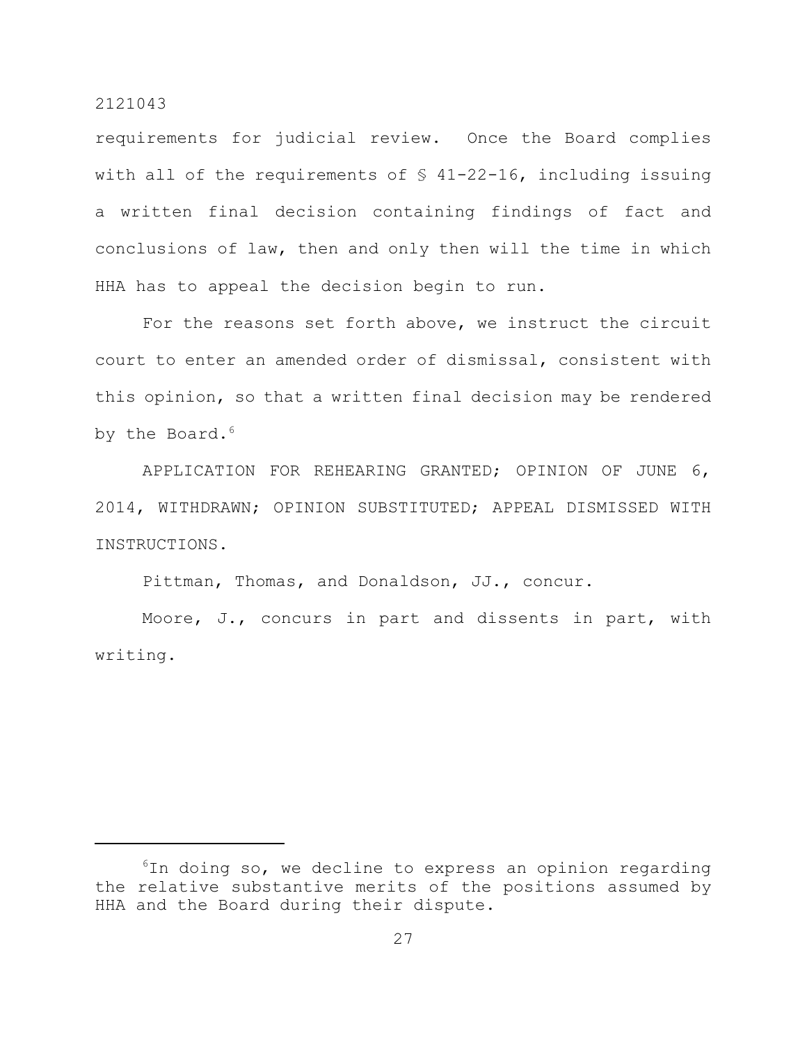requirements for judicial review. Once the Board complies with all of the requirements of § 41-22-16, including issuing a written final decision containing findings of fact and conclusions of law, then and only then will the time in which HHA has to appeal the decision begin to run.

For the reasons set forth above, we instruct the circuit court to enter an amended order of dismissal, consistent with this opinion, so that a written final decision may be rendered by the Board.[6]

APPLICATION FOR REHEARING GRANTED; OPINION OF JUNE 6, 2014, WITHDRAWN; OPINION SUBSTITUTED; APPEAL DISMISSED WITH INSTRUCTIONS.

Pittman, Thomas, and Donaldson, JJ., concur.

Moore, J., concurs in part and dissents in part, with writing.

---

[6]In doing so, we decline to express an opinion regarding the relative substantive merits of the positions assumed by HHA and the Board during their dispute.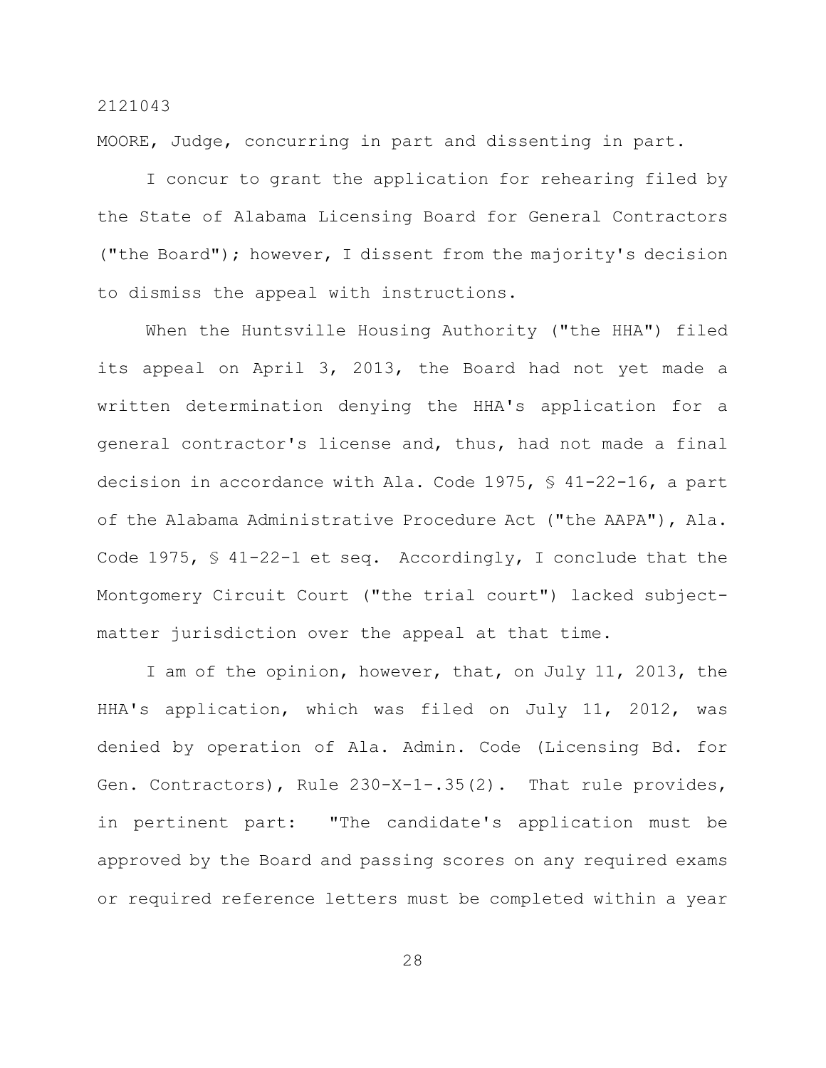MOORE, Judge, concurring in part and dissenting in part.

I concur to grant the application for rehearing filed by the State of Alabama Licensing Board for General Contractors ("the Board"); however, I dissent from the majority's decision to dismiss the appeal with instructions.

When the Huntsville Housing Authority ("the HHA") filed its appeal on April 3, 2013, the Board had not yet made a written determination denying the HHA's application for a general contractor's license and, thus, had not made a final decision in accordance with Ala. Code 1975, § 41-22-16, a part of the Alabama Administrative Procedure Act ("the AAPA"), Ala. Code 1975, § 41-22-1 et seq. Accordingly, I conclude that the Montgomery Circuit Court ("the trial court") lacked subject-matter jurisdiction over the appeal at that time.

I am of the opinion, however, that, on July 11, 2013, the HHA's application, which was filed on July 11, 2012, was denied by operation of Ala. Admin. Code (Licensing Bd. for Gen. Contractors), Rule 230-X-1-.35(2). That rule provides, in pertinent part: "The candidate's application must be approved by the Board and passing scores on any required exams or required reference letters must be completed within a year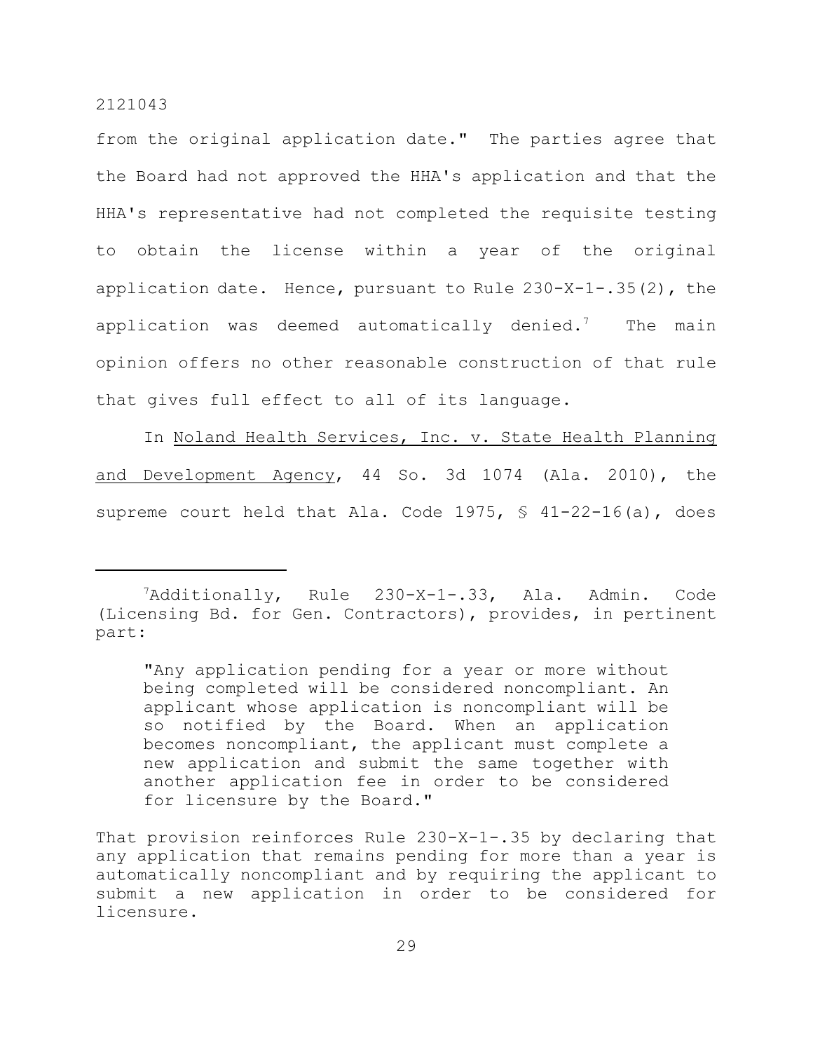from the original application date." The parties agree that the Board had not approved the HHA's application and that the HHA's representative had not completed the requisite testing to obtain the license within a year of the original application date. Hence, pursuant to Rule 230-X-1-.35(2), the application was deemed automatically denied.[7] The main opinion offers no other reasonable construction of that rule that gives full effect to all of its language.

In Noland Health Services, Inc. v. State Health Planning and Development Agency, 44 So. 3d 1074 (Ala. 2010), the supreme court held that Ala. Code 1975, § 41-22-16(a), does

---

[7]Additionally, Rule 230-X-1-.33, Ala. Admin. Code (Licensing Bd. for Gen. Contractors), provides, in pertinent part:

> "Any application pending for a year or more without being completed will be considered noncompliant. An applicant whose application is noncompliant will be so notified by the Board. When an application becomes noncompliant, the applicant must complete a new application and submit the same together with another application fee in order to be considered for licensure by the Board."

That provision reinforces Rule 230-X-1-.35 by declaring that any application that remains pending for more than a year is automatically noncompliant and by requiring the applicant to submit a new application in order to be considered for licensure.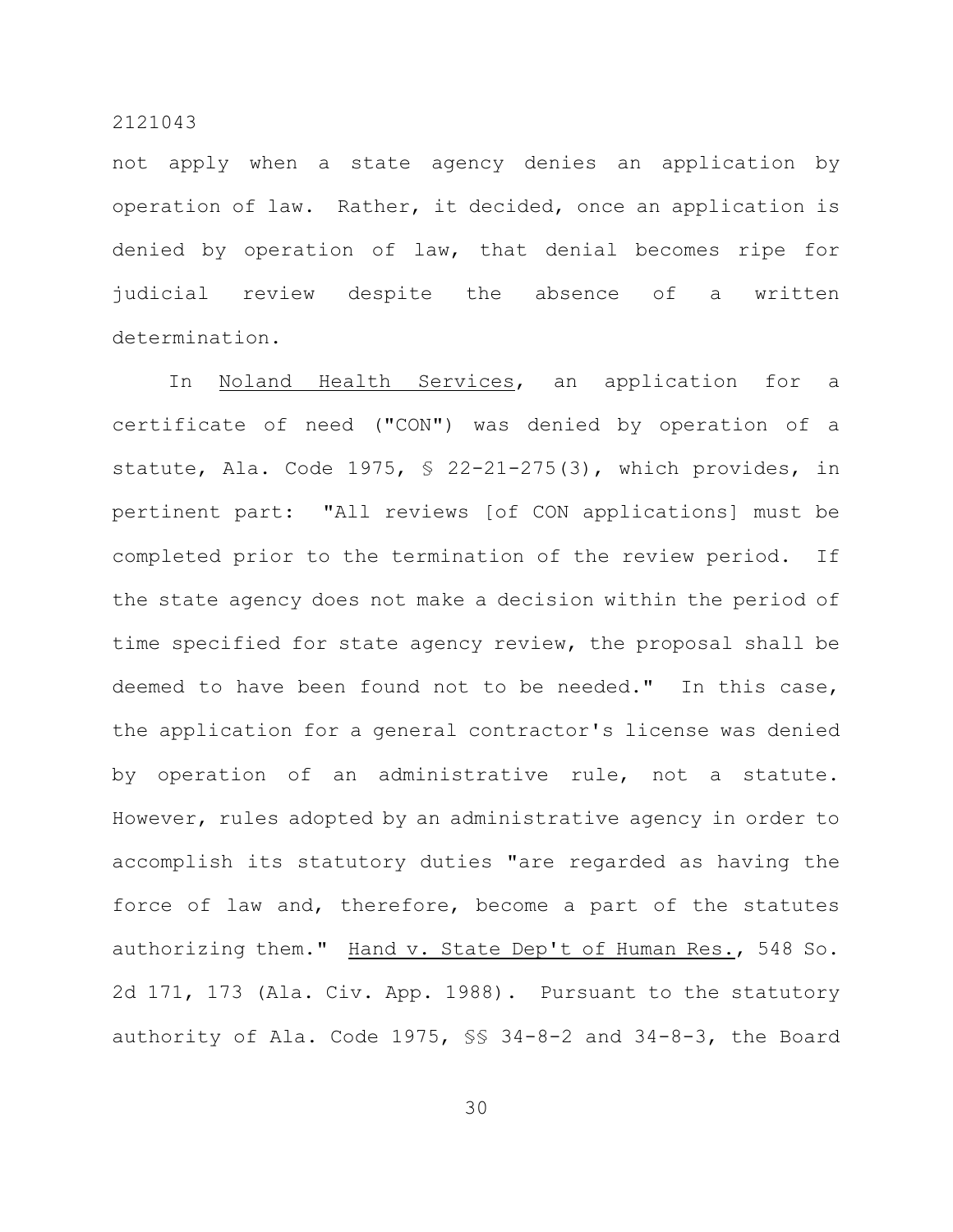not apply when a state agency denies an application by operation of law. Rather, it decided, once an application is denied by operation of law, that denial becomes ripe for judicial review despite the absence of a written determination.

In Noland Health Services, an application for a certificate of need ("CON") was denied by operation of a statute, Ala. Code 1975, § 22-21-275(3), which provides, in pertinent part: "All reviews [of CON applications] must be completed prior to the termination of the review period. If the state agency does not make a decision within the period of time specified for state agency review, the proposal shall be deemed to have been found not to be needed." In this case, the application for a general contractor's license was denied by operation of an administrative rule, not a statute. However, rules adopted by an administrative agency in order to accomplish its statutory duties "are regarded as having the force of law and, therefore, become a part of the statutes authorizing them." Hand v. State Dep't of Human Res., 548 So. 2d 171, 173 (Ala. Civ. App. 1988). Pursuant to the statutory authority of Ala. Code 1975, §§ 34-8-2 and 34-8-3, the Board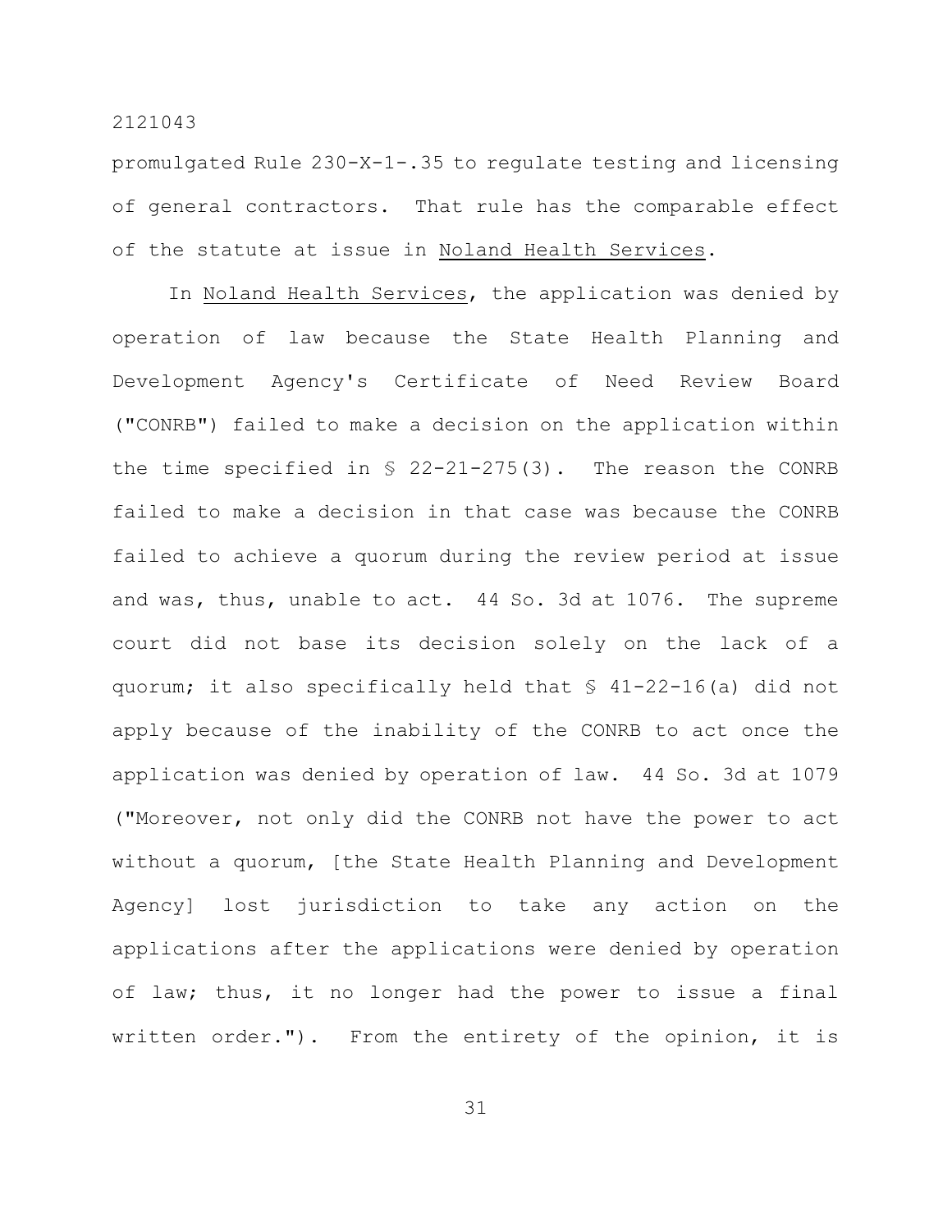promulgated Rule 230-X-1-.35 to regulate testing and licensing of general contractors. That rule has the comparable effect of the statute at issue in Noland Health Services.

In Noland Health Services, the application was denied by operation of law because the State Health Planning and Development Agency's Certificate of Need Review Board ("CONRB") failed to make a decision on the application within the time specified in § 22-21-275(3). The reason the CONRB failed to make a decision in that case was because the CONRB failed to achieve a quorum during the review period at issue and was, thus, unable to act. 44 So. 3d at 1076. The supreme court did not base its decision solely on the lack of a quorum; it also specifically held that § 41-22-16(a) did not apply because of the inability of the CONRB to act once the application was denied by operation of law. 44 So. 3d at 1079 ("Moreover, not only did the CONRB not have the power to act without a quorum, [the State Health Planning and Development Agency] lost jurisdiction to take any action on the applications after the applications were denied by operation of law; thus, it no longer had the power to issue a final written order."). From the entirety of the opinion, it is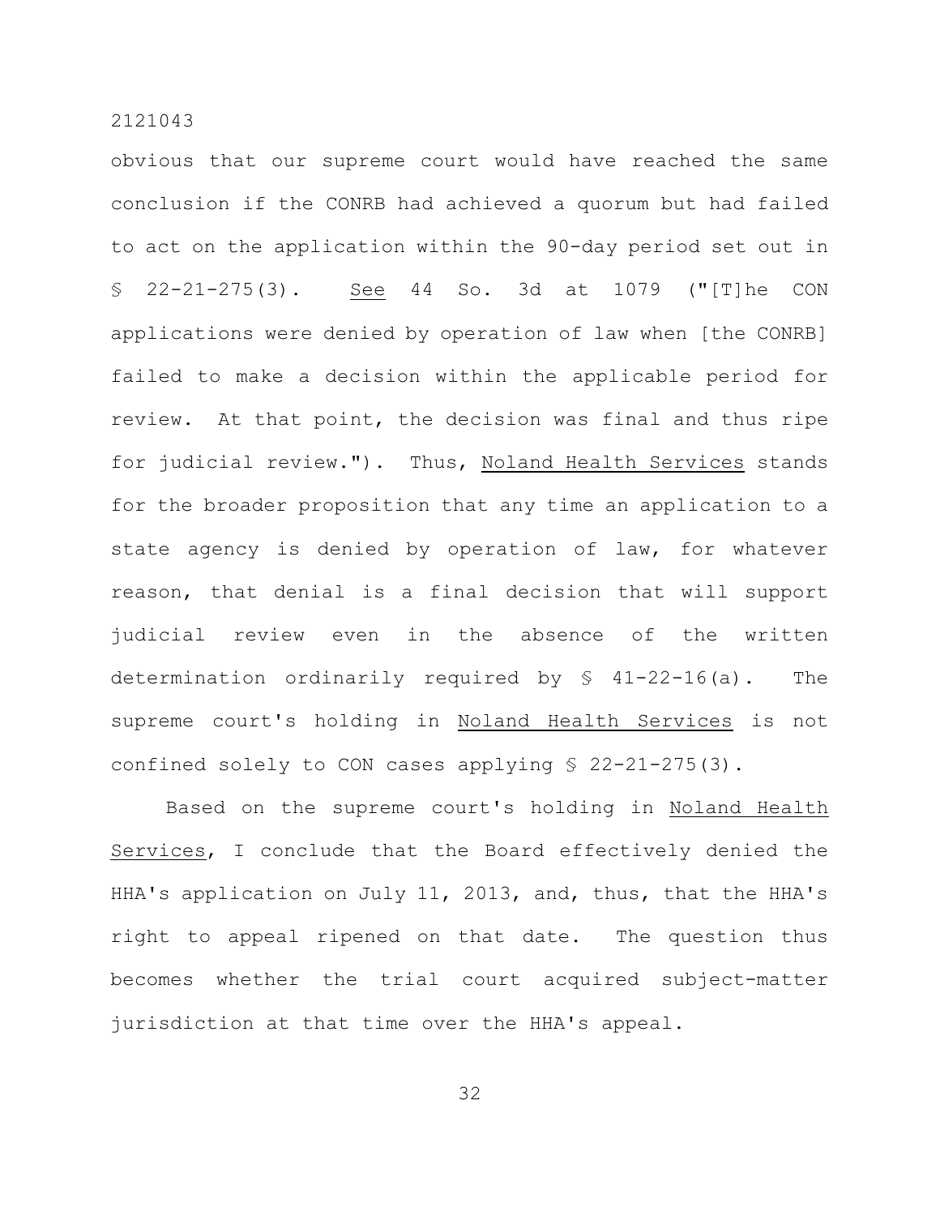obvious that our supreme court would have reached the same conclusion if the CONRB had achieved a quorum but had failed to act on the application within the 90-day period set out in § 22-21-275(3). See 44 So. 3d at 1079 ("[T]he CON applications were denied by operation of law when [the CONRB] failed to make a decision within the applicable period for review. At that point, the decision was final and thus ripe for judicial review."). Thus, Noland Health Services stands for the broader proposition that any time an application to a state agency is denied by operation of law, for whatever reason, that denial is a final decision that will support judicial review even in the absence of the written determination ordinarily required by § 41-22-16(a). The supreme court's holding in Noland Health Services is not confined solely to CON cases applying § 22-21-275(3).

Based on the supreme court's holding in Noland Health Services, I conclude that the Board effectively denied the HHA's application on July 11, 2013, and, thus, that the HHA's right to appeal ripened on that date. The question thus becomes whether the trial court acquired subject-matter jurisdiction at that time over the HHA's appeal.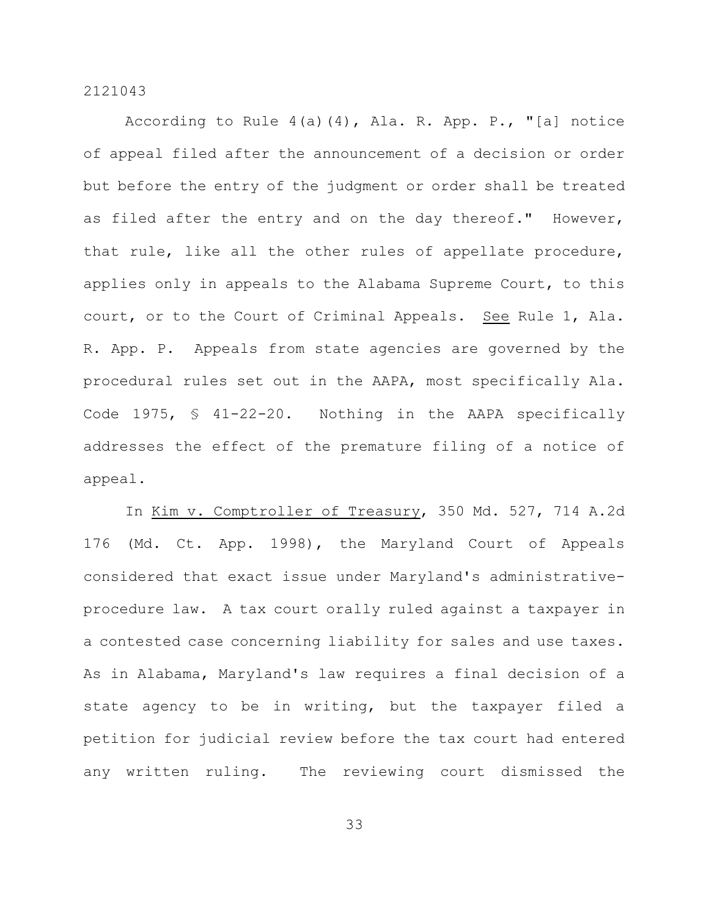According to Rule 4(a)(4), Ala. R. App. P., "[a] notice of appeal filed after the announcement of a decision or order but before the entry of the judgment or order shall be treated as filed after the entry and on the day thereof." However, that rule, like all the other rules of appellate procedure, applies only in appeals to the Alabama Supreme Court, to this court, or to the Court of Criminal Appeals. See Rule 1, Ala. R. App. P. Appeals from state agencies are governed by the procedural rules set out in the AAPA, most specifically Ala. Code 1975, § 41-22-20. Nothing in the AAPA specifically addresses the effect of the premature filing of a notice of appeal.

In Kim v. Comptroller of Treasury, 350 Md. 527, 714 A.2d 176 (Md. Ct. App. 1998), the Maryland Court of Appeals considered that exact issue under Maryland's administrative-procedure law. A tax court orally ruled against a taxpayer in a contested case concerning liability for sales and use taxes. As in Alabama, Maryland's law requires a final decision of a state agency to be in writing, but the taxpayer filed a petition for judicial review before the tax court had entered any written ruling. The reviewing court dismissed the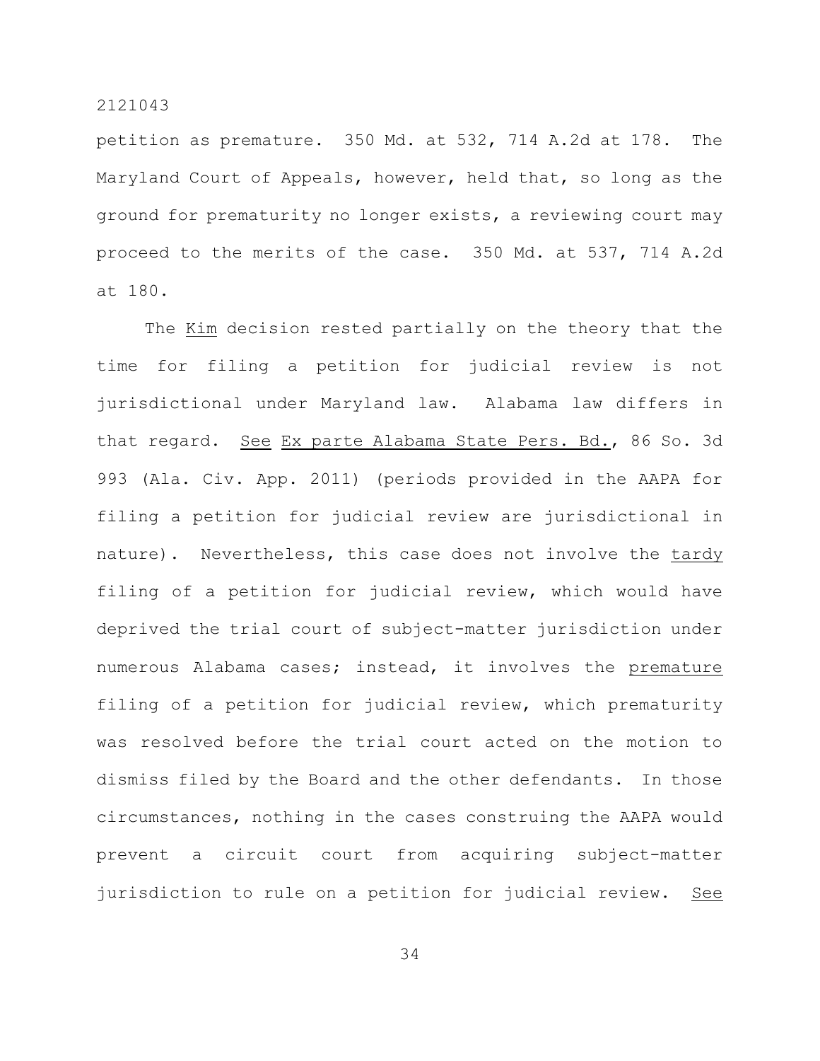petition as premature. 350 Md. at 532, 714 A.2d at 178. The Maryland Court of Appeals, however, held that, so long as the ground for prematurity no longer exists, a reviewing court may proceed to the merits of the case. 350 Md. at 537, 714 A.2d at 180.

The _Kim_ decision rested partially on the theory that the time for filing a petition for judicial review is not jurisdictional under Maryland law. Alabama law differs in that regard. _See_ _Ex parte Alabama State Pers. Bd._, 86 So. 3d 993 (Ala. Civ. App. 2011) (periods provided in the AAPA for filing a petition for judicial review are jurisdictional in nature). Nevertheless, this case does not involve the _tardy_ filing of a petition for judicial review, which would have deprived the trial court of subject-matter jurisdiction under numerous Alabama cases; instead, it involves the _premature_ filing of a petition for judicial review, which prematurity was resolved before the trial court acted on the motion to dismiss filed by the Board and the other defendants. In those circumstances, nothing in the cases construing the AAPA would prevent a circuit court from acquiring subject-matter jurisdiction to rule on a petition for judicial review. _See_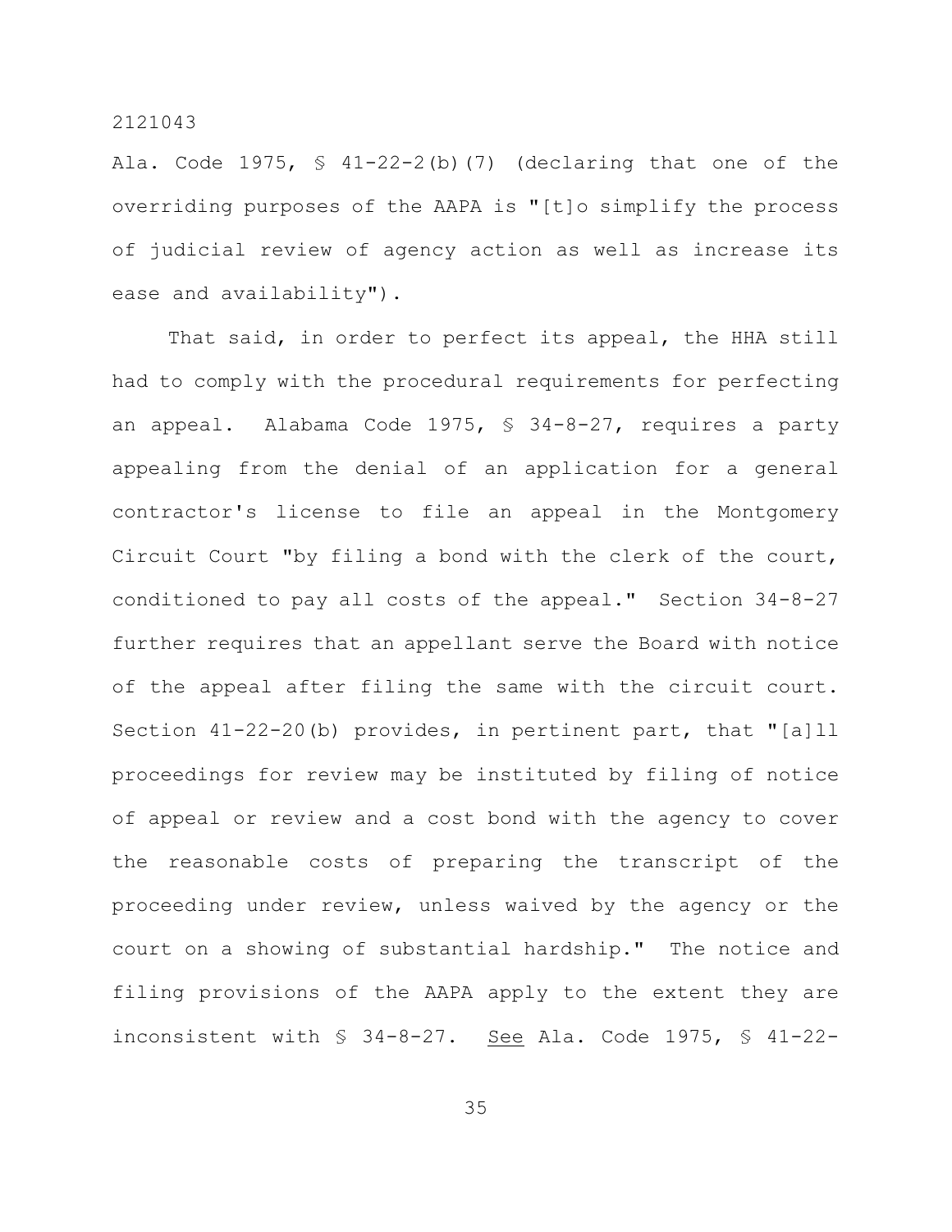Ala. Code 1975, § 41-22-2(b)(7) (declaring that one of the overriding purposes of the AAPA is "[t]o simplify the process of judicial review of agency action as well as increase its ease and availability").

That said, in order to perfect its appeal, the HHA still had to comply with the procedural requirements for perfecting an appeal. Alabama Code 1975, § 34-8-27, requires a party appealing from the denial of an application for a general contractor's license to file an appeal in the Montgomery Circuit Court "by filing a bond with the clerk of the court, conditioned to pay all costs of the appeal." Section 34-8-27 further requires that an appellant serve the Board with notice of the appeal after filing the same with the circuit court. Section 41-22-20(b) provides, in pertinent part, that "[a]ll proceedings for review may be instituted by filing of notice of appeal or review and a cost bond with the agency to cover the reasonable costs of preparing the transcript of the proceeding under review, unless waived by the agency or the court on a showing of substantial hardship." The notice and filing provisions of the AAPA apply to the extent they are inconsistent with § 34-8-27. <u>See</u> Ala. Code 1975, § 41-22-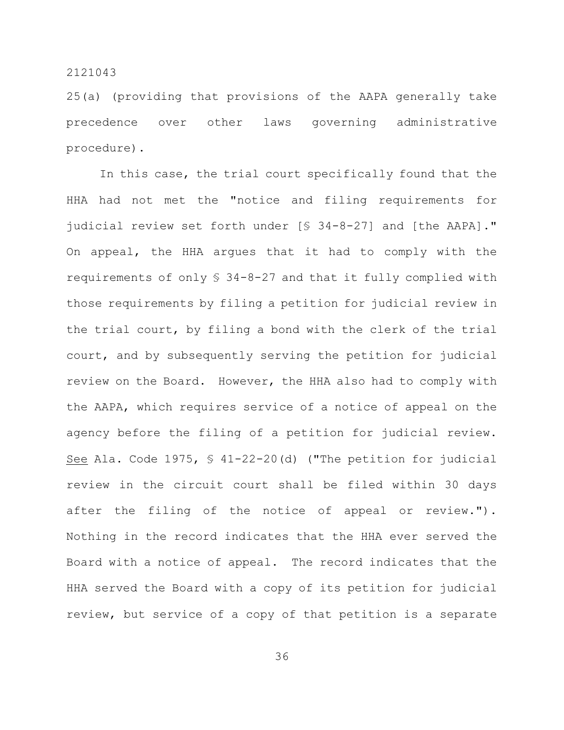25(a) (providing that provisions of the AAPA generally take precedence over other laws governing administrative procedure).

In this case, the trial court specifically found that the HHA had not met the "notice and filing requirements for judicial review set forth under [§ 34-8-27] and [the AAPA]." On appeal, the HHA argues that it had to comply with the requirements of only § 34-8-27 and that it fully complied with those requirements by filing a petition for judicial review in the trial court, by filing a bond with the clerk of the trial court, and by subsequently serving the petition for judicial review on the Board. However, the HHA also had to comply with the AAPA, which requires service of a notice of appeal on the agency before the filing of a petition for judicial review. See Ala. Code 1975, § 41-22-20(d) ("The petition for judicial review in the circuit court shall be filed within 30 days after the filing of the notice of appeal or review."). Nothing in the record indicates that the HHA ever served the Board with a notice of appeal. The record indicates that the HHA served the Board with a copy of its petition for judicial review, but service of a copy of that petition is a separate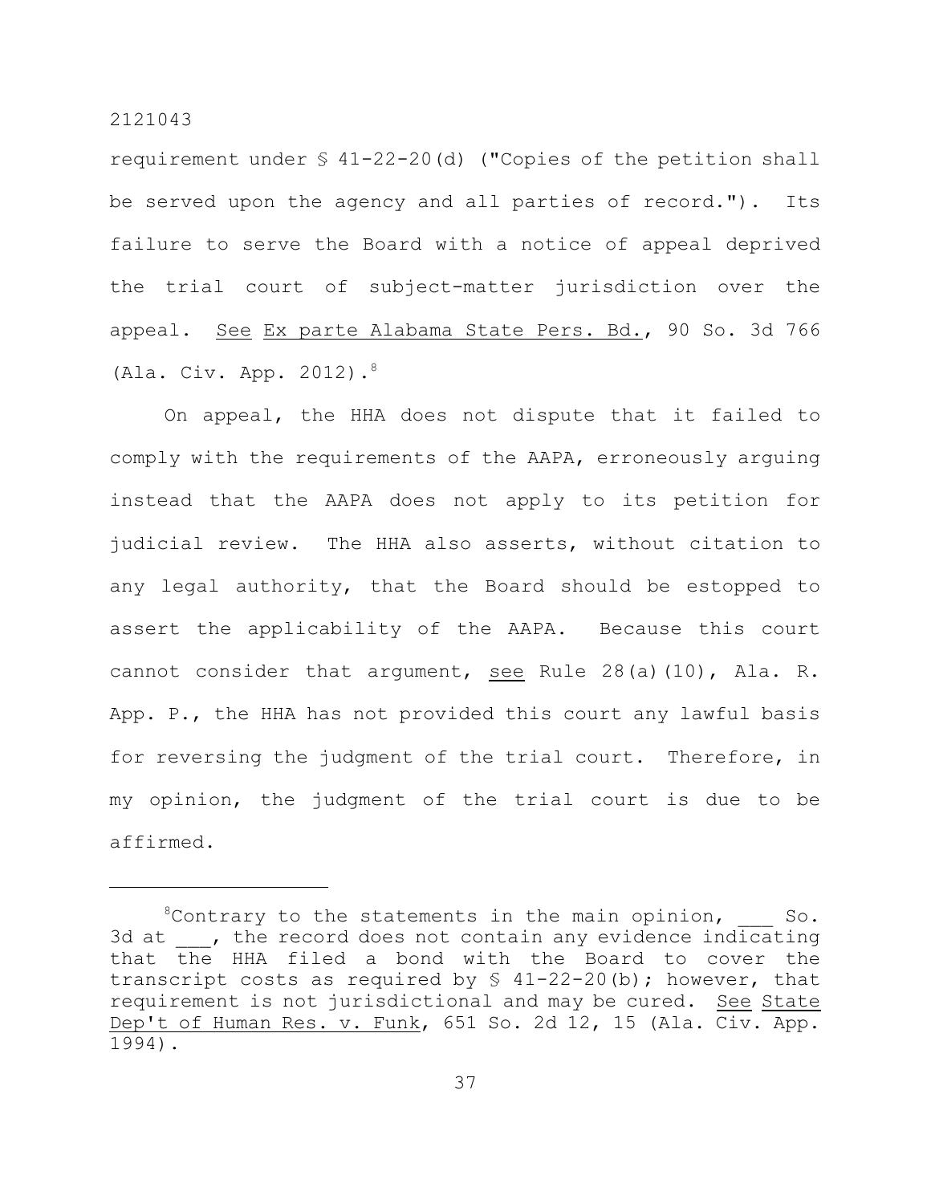requirement under § 41-22-20(d) ("Copies of the petition shall be served upon the agency and all parties of record."). Its failure to serve the Board with a notice of appeal deprived the trial court of subject-matter jurisdiction over the appeal. See Ex parte Alabama State Pers. Bd., 90 So. 3d 766 (Ala. Civ. App. 2012).[8]

On appeal, the HHA does not dispute that it failed to comply with the requirements of the AAPA, erroneously arguing instead that the AAPA does not apply to its petition for judicial review. The HHA also asserts, without citation to any legal authority, that the Board should be estopped to assert the applicability of the AAPA. Because this court cannot consider that argument, see Rule 28(a)(10), Ala. R. App. P., the HHA has not provided this court any lawful basis for reversing the judgment of the trial court. Therefore, in my opinion, the judgment of the trial court is due to be affirmed.

---

[8]Contrary to the statements in the main opinion, ___ So. 3d at ___, the record does not contain any evidence indicating that the HHA filed a bond with the Board to cover the transcript costs as required by § 41-22-20(b); however, that requirement is not jurisdictional and may be cured. See State Dep't of Human Res. v. Funk, 651 So. 2d 12, 15 (Ala. Civ. App. 1994).